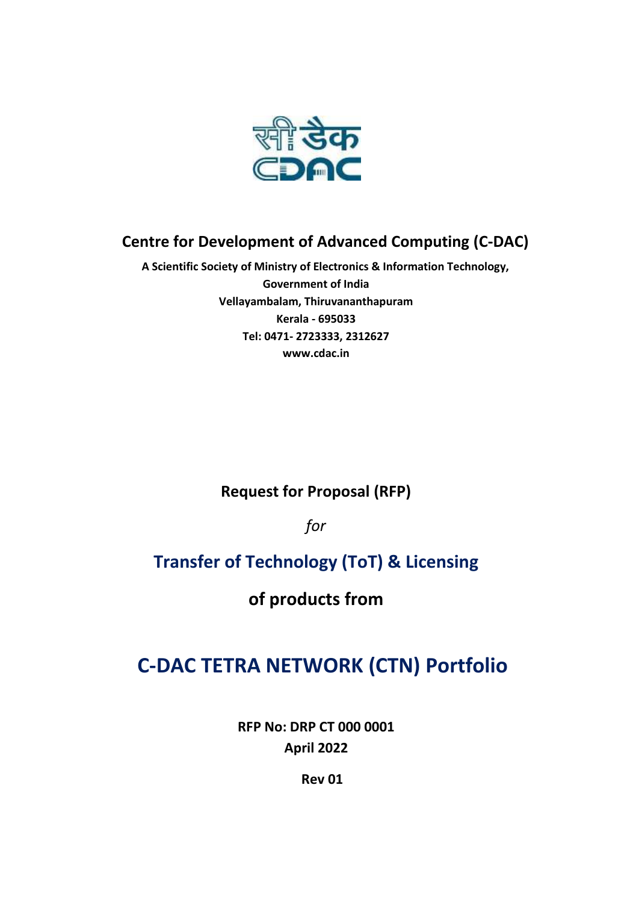# Centre for Development of Advanced Computing (C-DAC)

**A Scientific Society of Ministry of Electronics & Information Technology,**
**Government of India**
**Vellayambalam, Thiruvananthapuram**
**Kerala - 695033**
**Tel: 0471- 2723333, 2312627**
**www.cdac.in**

## Request for Proposal (RFP)

*for*

## Transfer of Technology (ToT) & Licensing

## of products from

# C-DAC TETRA NETWORK (CTN) Portfolio

**RFP No: DRP CT 000 0001**
**April 2022**

**Rev 01**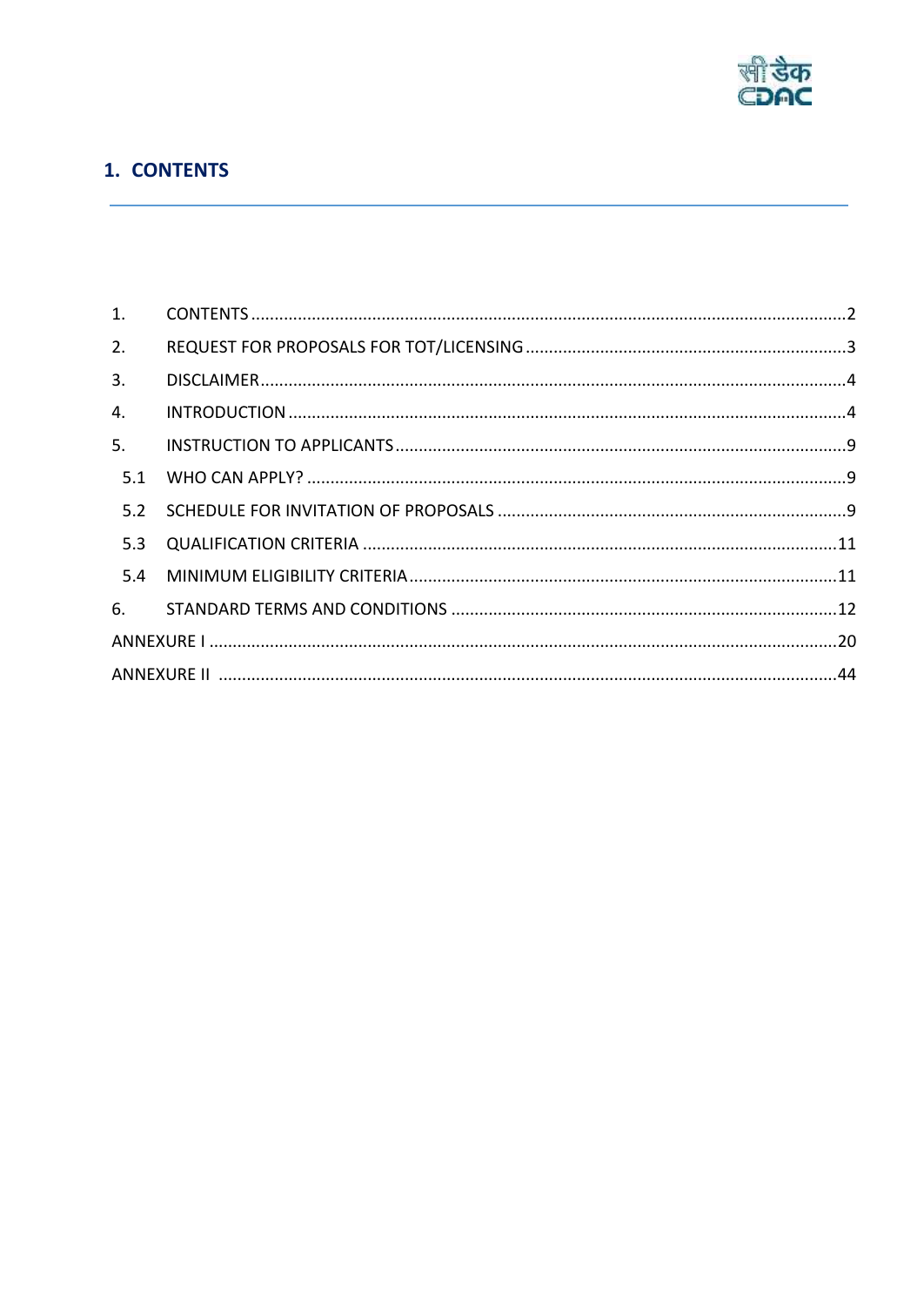## 1. CONTENTS

| | | |
|---|---|---|
| 1. | CONTENTS | 2 |
| 2. | REQUEST FOR PROPOSALS FOR TOT/LICENSING | 3 |
| 3. | DISCLAIMER | 4 |
| 4. | INTRODUCTION | 4 |
| 5. | INSTRUCTION TO APPLICANTS | 9 |
| 5.1 | WHO CAN APPLY? | 9 |
| 5.2 | SCHEDULE FOR INVITATION OF PROPOSALS | 9 |
| 5.3 | QUALIFICATION CRITERIA | 11 |
| 5.4 | MINIMUM ELIGIBILITY CRITERIA | 11 |
| 6. | STANDARD TERMS AND CONDITIONS | 12 |
| ANNEXURE I | | 20 |
| ANNEXURE II | | 44 |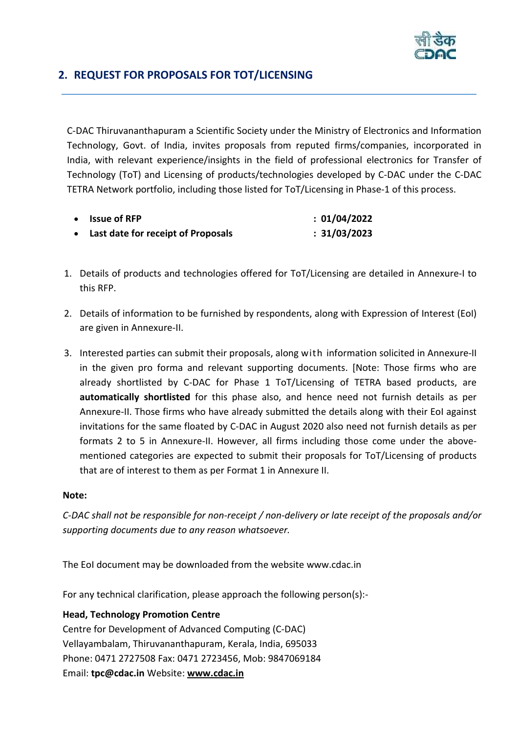## 2. REQUEST FOR PROPOSALS FOR TOT/LICENSING

C-DAC Thiruvananthapuram a Scientific Society under the Ministry of Electronics and Information Technology, Govt. of India, invites proposals from reputed firms/companies, incorporated in India, with relevant experience/insights in the field of professional electronics for Transfer of Technology (ToT) and Licensing of products/technologies developed by C-DAC under the C-DAC TETRA Network portfolio, including those listed for ToT/Licensing in Phase-1 of this process.

- **Issue of RFP** : **01/04/2022**
- **Last date for receipt of Proposals** : **31/03/2023**

1. Details of products and technologies offered for ToT/Licensing are detailed in Annexure-I to this RFP.
2. Details of information to be furnished by respondents, along with Expression of Interest (EoI) are given in Annexure-II.
3. Interested parties can submit their proposals, along with information solicited in Annexure-II in the given pro forma and relevant supporting documents. [Note: Those firms who are already shortlisted by C-DAC for Phase 1 ToT/Licensing of TETRA based products, are **automatically shortlisted** for this phase also, and hence need not furnish details as per Annexure-II. Those firms who have already submitted the details along with their EoI against invitations for the same floated by C-DAC in August 2020 also need not furnish details as per formats 2 to 5 in Annexure-II. However, all firms including those come under the above-mentioned categories are expected to submit their proposals for ToT/Licensing of products that are of interest to them as per Format 1 in Annexure II.

**Note:**

*C-DAC shall not be responsible for non-receipt / non-delivery or late receipt of the proposals and/or supporting documents due to any reason whatsoever.*

The EoI document may be downloaded from the website www.cdac.in

For any technical clarification, please approach the following person(s):-

**Head, Technology Promotion Centre**
Centre for Development of Advanced Computing (C-DAC)
Vellayambalam, Thiruvananthapuram, Kerala, India, 695033
Phone: 0471 2727508 Fax: 0471 2723456, Mob: 9847069184
Email: **tpc@cdac.in** Website: **www.cdac.in**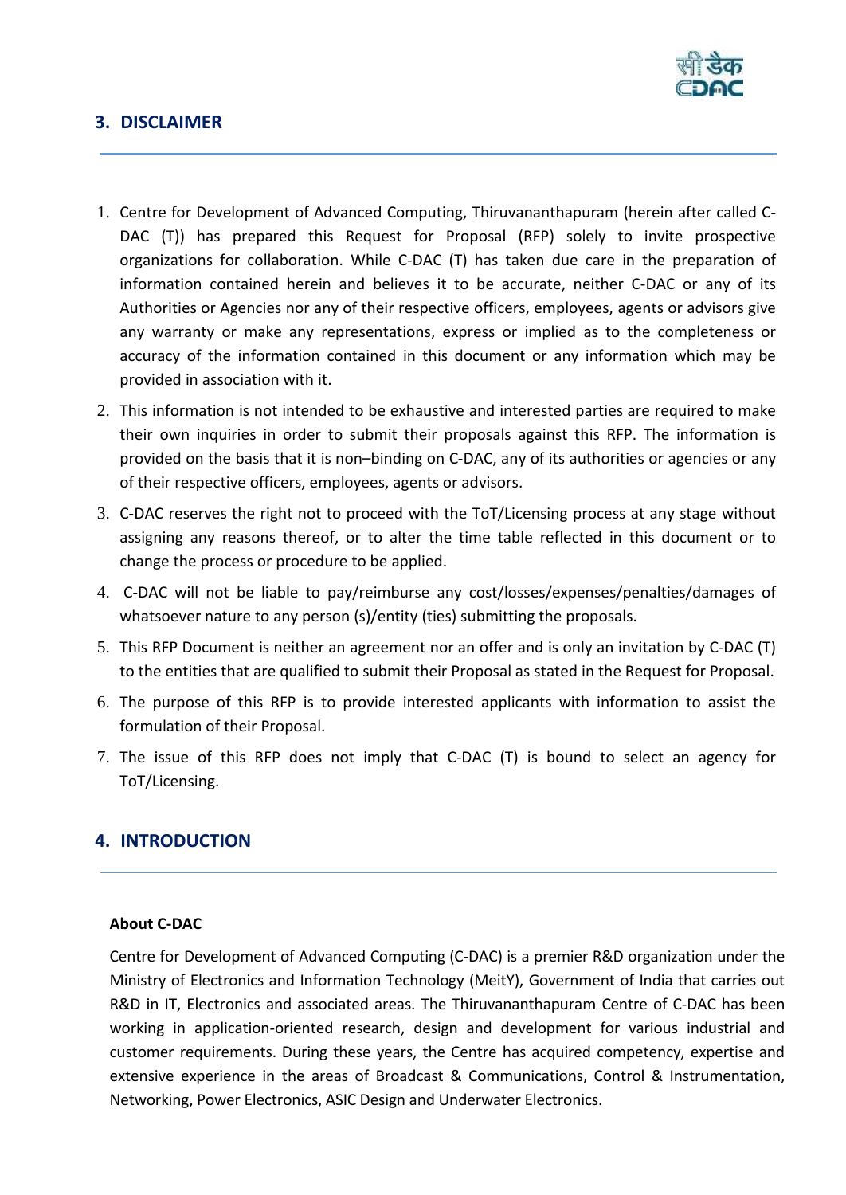## 3. DISCLAIMER

1. Centre for Development of Advanced Computing, Thiruvananthapuram (herein after called C-DAC (T)) has prepared this Request for Proposal (RFP) solely to invite prospective organizations for collaboration. While C-DAC (T) has taken due care in the preparation of information contained herein and believes it to be accurate, neither C-DAC or any of its Authorities or Agencies nor any of their respective officers, employees, agents or advisors give any warranty or make any representations, express or implied as to the completeness or accuracy of the information contained in this document or any information which may be provided in association with it.
2. This information is not intended to be exhaustive and interested parties are required to make their own inquiries in order to submit their proposals against this RFP. The information is provided on the basis that it is non–binding on C-DAC, any of its authorities or agencies or any of their respective officers, employees, agents or advisors.
3. C-DAC reserves the right not to proceed with the ToT/Licensing process at any stage without assigning any reasons thereof, or to alter the time table reflected in this document or to change the process or procedure to be applied.
4. C-DAC will not be liable to pay/reimburse any cost/losses/expenses/penalties/damages of whatsoever nature to any person (s)/entity (ties) submitting the proposals.
5. This RFP Document is neither an agreement nor an offer and is only an invitation by C-DAC (T) to the entities that are qualified to submit their Proposal as stated in the Request for Proposal.
6. The purpose of this RFP is to provide interested applicants with information to assist the formulation of their Proposal.
7. The issue of this RFP does not imply that C-DAC (T) is bound to select an agency for ToT/Licensing.

## 4. INTRODUCTION

**About C-DAC**

Centre for Development of Advanced Computing (C-DAC) is a premier R&D organization under the Ministry of Electronics and Information Technology (MeitY), Government of India that carries out R&D in IT, Electronics and associated areas. The Thiruvananthapuram Centre of C-DAC has been working in application-oriented research, design and development for various industrial and customer requirements. During these years, the Centre has acquired competency, expertise and extensive experience in the areas of Broadcast & Communications, Control & Instrumentation, Networking, Power Electronics, ASIC Design and Underwater Electronics.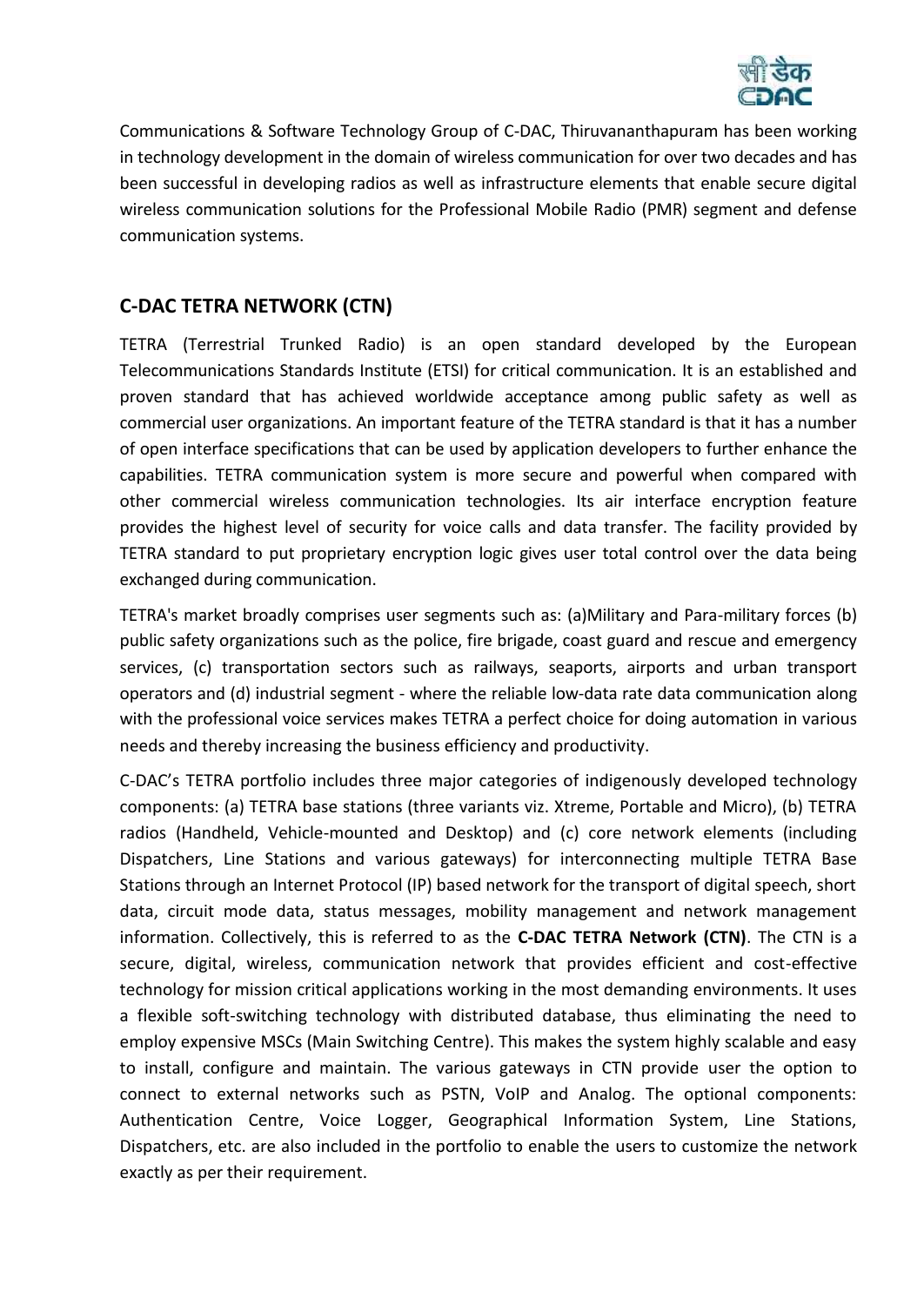Communications & Software Technology Group of C-DAC, Thiruvananthapuram has been working in technology development in the domain of wireless communication for over two decades and has been successful in developing radios as well as infrastructure elements that enable secure digital wireless communication solutions for the Professional Mobile Radio (PMR) segment and defense communication systems.

## C-DAC TETRA NETWORK (CTN)

TETRA (Terrestrial Trunked Radio) is an open standard developed by the European Telecommunications Standards Institute (ETSI) for critical communication. It is an established and proven standard that has achieved worldwide acceptance among public safety as well as commercial user organizations. An important feature of the TETRA standard is that it has a number of open interface specifications that can be used by application developers to further enhance the capabilities. TETRA communication system is more secure and powerful when compared with other commercial wireless communication technologies. Its air interface encryption feature provides the highest level of security for voice calls and data transfer. The facility provided by TETRA standard to put proprietary encryption logic gives user total control over the data being exchanged during communication.

TETRA's market broadly comprises user segments such as: (a)Military and Para-military forces (b) public safety organizations such as the police, fire brigade, coast guard and rescue and emergency services, (c) transportation sectors such as railways, seaports, airports and urban transport operators and (d) industrial segment - where the reliable low-data rate data communication along with the professional voice services makes TETRA a perfect choice for doing automation in various needs and thereby increasing the business efficiency and productivity.

C-DAC's TETRA portfolio includes three major categories of indigenously developed technology components: (a) TETRA base stations (three variants viz. Xtreme, Portable and Micro), (b) TETRA radios (Handheld, Vehicle-mounted and Desktop) and (c) core network elements (including Dispatchers, Line Stations and various gateways) for interconnecting multiple TETRA Base Stations through an Internet Protocol (IP) based network for the transport of digital speech, short data, circuit mode data, status messages, mobility management and network management information. Collectively, this is referred to as the **C-DAC TETRA Network (CTN)**. The CTN is a secure, digital, wireless, communication network that provides efficient and cost-effective technology for mission critical applications working in the most demanding environments. It uses a flexible soft-switching technology with distributed database, thus eliminating the need to employ expensive MSCs (Main Switching Centre). This makes the system highly scalable and easy to install, configure and maintain. The various gateways in CTN provide user the option to connect to external networks such as PSTN, VoIP and Analog. The optional components: Authentication Centre, Voice Logger, Geographical Information System, Line Stations, Dispatchers, etc. are also included in the portfolio to enable the users to customize the network exactly as per their requirement.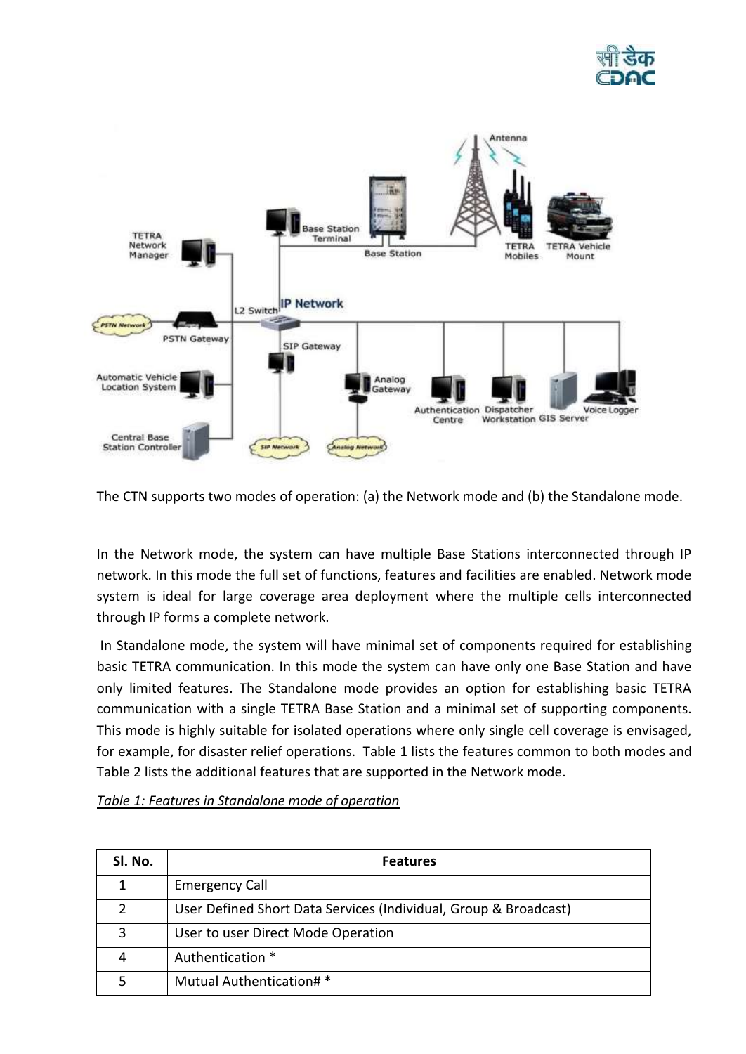The CTN supports two modes of operation: (a) the Network mode and (b) the Standalone mode.

In the Network mode, the system can have multiple Base Stations interconnected through IP network. In this mode the full set of functions, features and facilities are enabled. Network mode system is ideal for large coverage area deployment where the multiple cells interconnected through IP forms a complete network.

In Standalone mode, the system will have minimal set of components required for establishing basic TETRA communication. In this mode the system can have only one Base Station and have only limited features. The Standalone mode provides an option for establishing basic TETRA communication with a single TETRA Base Station and a minimal set of supporting components. This mode is highly suitable for isolated operations where only single cell coverage is envisaged, for example, for disaster relief operations. Table 1 lists the features common to both modes and Table 2 lists the additional features that are supported in the Network mode.

*Table 1: Features in Standalone mode of operation*

| Sl. No. | Features |
|---|---|
| 1 | Emergency Call |
| 2 | User Defined Short Data Services (Individual, Group & Broadcast) |
| 3 | User to user Direct Mode Operation |
| 4 | Authentication * |
| 5 | Mutual Authentication# * |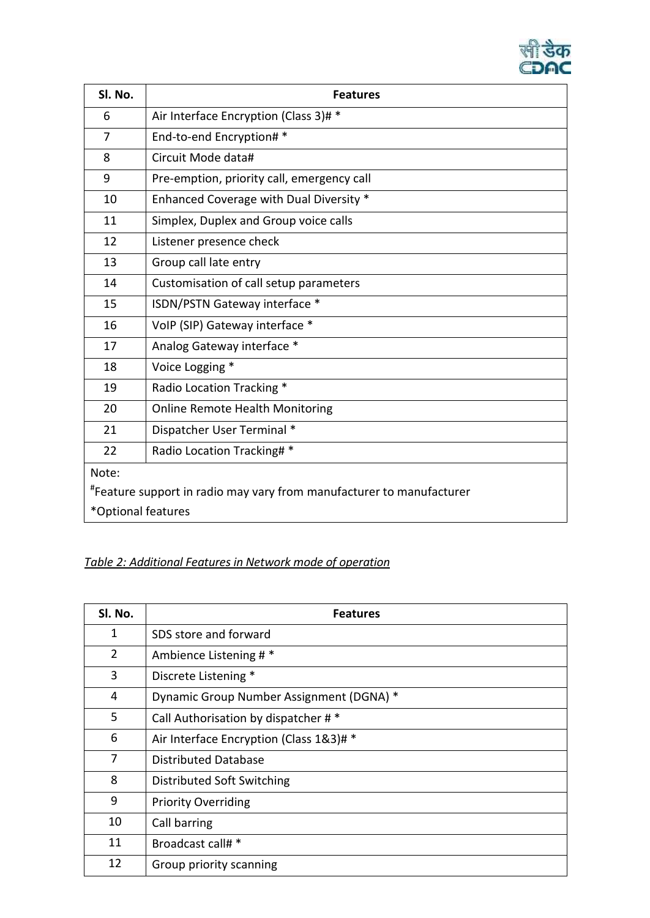| Sl. No. | Features |
|---|---|
| 6 | Air Interface Encryption (Class 3)# * |
| 7 | End-to-end Encryption# * |
| 8 | Circuit Mode data# |
| 9 | Pre-emption, priority call, emergency call |
| 10 | Enhanced Coverage with Dual Diversity * |
| 11 | Simplex, Duplex and Group voice calls |
| 12 | Listener presence check |
| 13 | Group call late entry |
| 14 | Customisation of call setup parameters |
| 15 | ISDN/PSTN Gateway interface * |
| 16 | VoIP (SIP) Gateway interface * |
| 17 | Analog Gateway interface * |
| 18 | Voice Logging * |
| 19 | Radio Location Tracking * |
| 20 | Online Remote Health Monitoring |
| 21 | Dispatcher User Terminal * |
| 22 | Radio Location Tracking# * |
| Note:<br>#Feature support in radio may vary from manufacturer to manufacturer<br>*Optional features | |

*Table 2: Additional Features in Network mode of operation*

| Sl. No. | Features |
|---|---|
| 1 | SDS store and forward |
| 2 | Ambience Listening # * |
| 3 | Discrete Listening * |
| 4 | Dynamic Group Number Assignment (DGNA) * |
| 5 | Call Authorisation by dispatcher # * |
| 6 | Air Interface Encryption (Class 1&3)# * |
| 7 | Distributed Database |
| 8 | Distributed Soft Switching |
| 9 | Priority Overriding |
| 10 | Call barring |
| 11 | Broadcast call# * |
| 12 | Group priority scanning |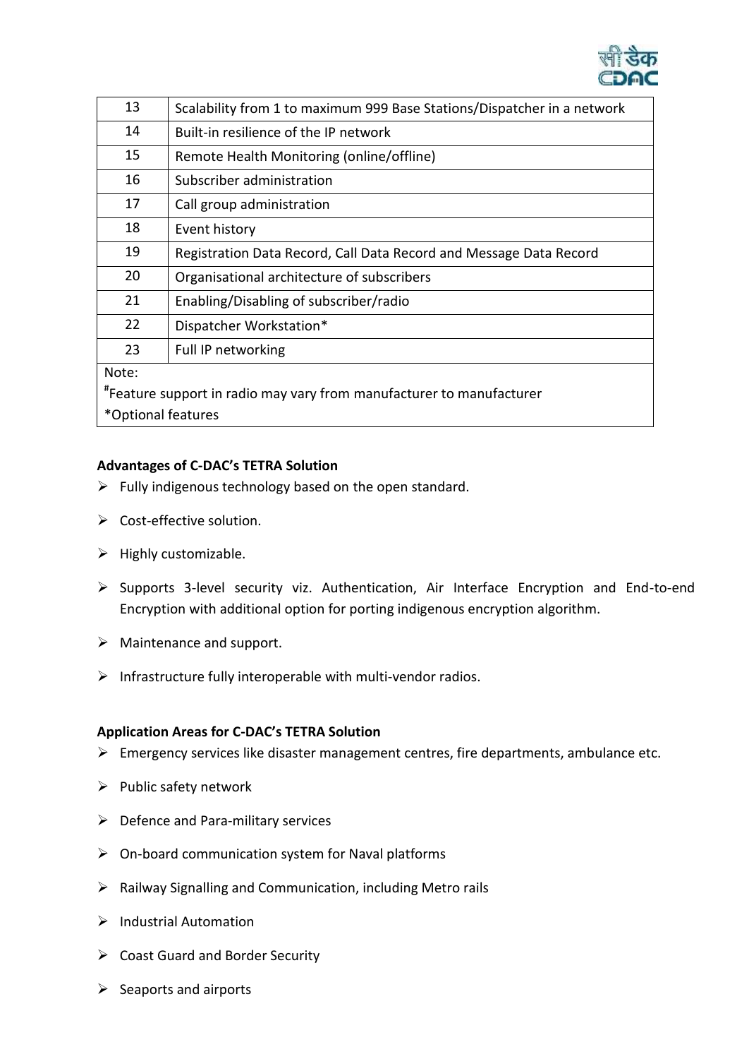| 13 | Scalability from 1 to maximum 999 Base Stations/Dispatcher in a network |
|---|---|
| 14 | Built-in resilience of the IP network |
| 15 | Remote Health Monitoring (online/offline) |
| 16 | Subscriber administration |
| 17 | Call group administration |
| 18 | Event history |
| 19 | Registration Data Record, Call Data Record and Message Data Record |
| 20 | Organisational architecture of subscribers |
| 21 | Enabling/Disabling of subscriber/radio |
| 22 | Dispatcher Workstation* |
| 23 | Full IP networking |

Note:
#Feature support in radio may vary from manufacturer to manufacturer
*Optional features

**Advantages of C-DAC's TETRA Solution**

- Fully indigenous technology based on the open standard.
- Cost-effective solution.
- Highly customizable.
- Supports 3-level security viz. Authentication, Air Interface Encryption and End-to-end Encryption with additional option for porting indigenous encryption algorithm.
- Maintenance and support.
- Infrastructure fully interoperable with multi-vendor radios.

**Application Areas for C-DAC's TETRA Solution**

- Emergency services like disaster management centres, fire departments, ambulance etc.
- Public safety network
- Defence and Para-military services
- On-board communication system for Naval platforms
- Railway Signalling and Communication, including Metro rails
- Industrial Automation
- Coast Guard and Border Security
- Seaports and airports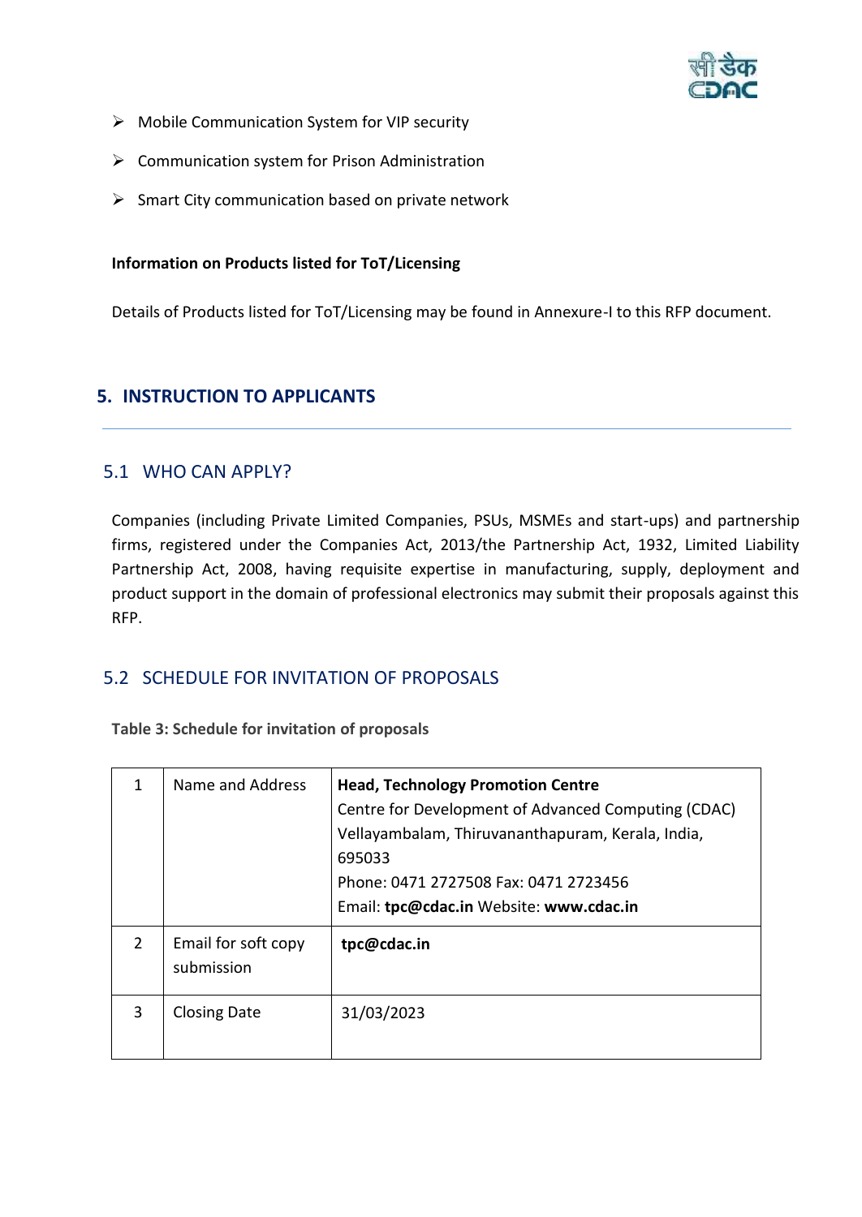- Mobile Communication System for VIP security
- Communication system for Prison Administration
- Smart City communication based on private network

**Information on Products listed for ToT/Licensing**

Details of Products listed for ToT/Licensing may be found in Annexure-I to this RFP document.

## 5. INSTRUCTION TO APPLICANTS

### 5.1 WHO CAN APPLY?

Companies (including Private Limited Companies, PSUs, MSMEs and start-ups) and partnership firms, registered under the Companies Act, 2013/the Partnership Act, 1932, Limited Liability Partnership Act, 2008, having requisite expertise in manufacturing, supply, deployment and product support in the domain of professional electronics may submit their proposals against this RFP.

### 5.2 SCHEDULE FOR INVITATION OF PROPOSALS

**Table 3: Schedule for invitation of proposals**

| | | |
|---|---|---|
| 1 | Name and Address | **Head, Technology Promotion Centre**<br>Centre for Development of Advanced Computing (CDAC)<br>Vellayambalam, Thiruvananthapuram, Kerala, India, 695033<br>Phone: 0471 2727508 Fax: 0471 2723456<br>Email: **tpc@cdac.in** Website: **www.cdac.in** |
| 2 | Email for soft copy submission | **tpc@cdac.in** |
| 3 | Closing Date | 31/03/2023 |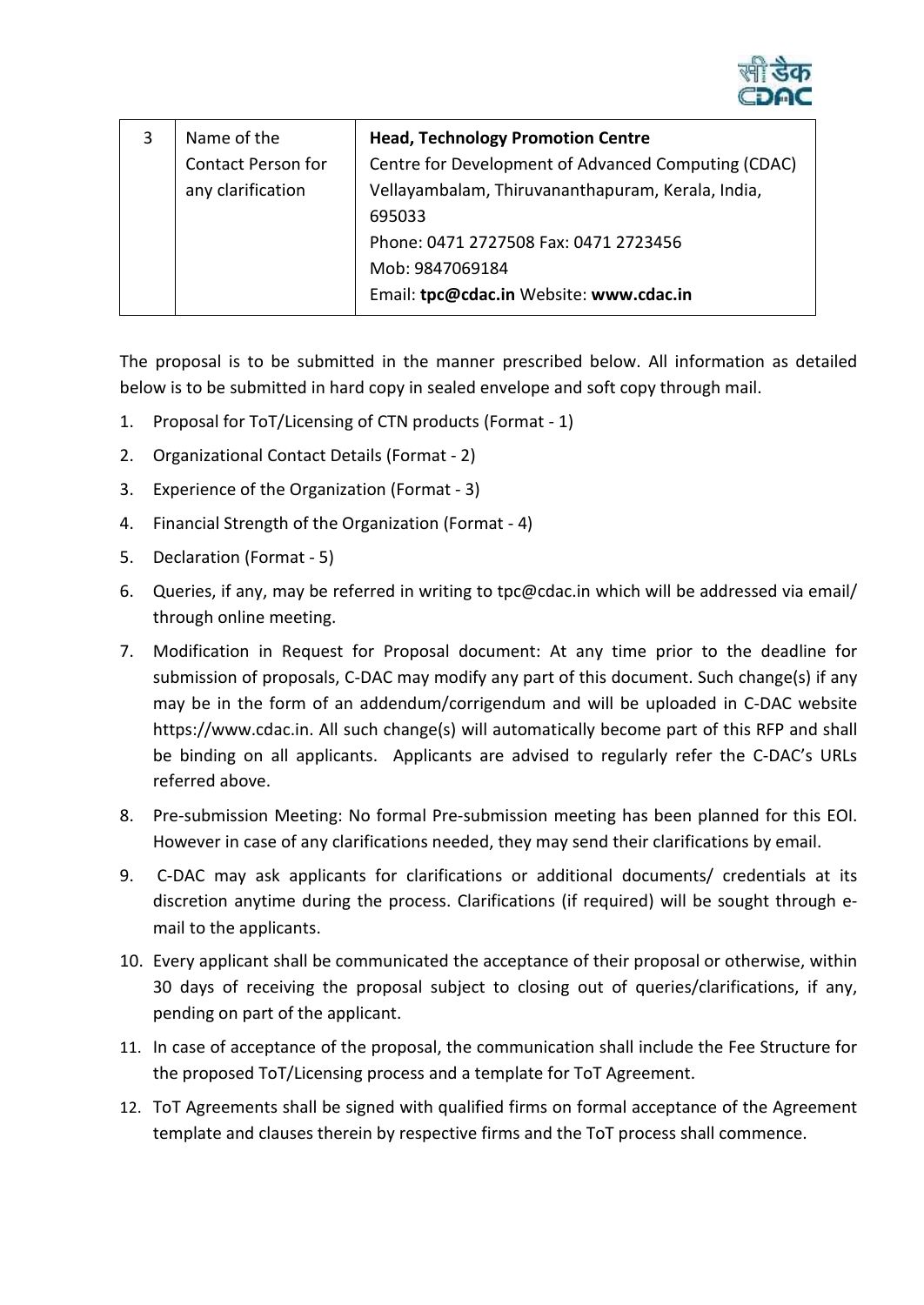| 3 | Name of the Contact Person for any clarification | **Head, Technology Promotion Centre**<br>Centre for Development of Advanced Computing (CDAC)<br>Vellayambalam, Thiruvananthapuram, Kerala, India, 695033<br>Phone: 0471 2727508 Fax: 0471 2723456<br>Mob: 9847069184<br>Email: **tpc@cdac.in** Website: **www.cdac.in** |
|---|---|---|

The proposal is to be submitted in the manner prescribed below. All information as detailed below is to be submitted in hard copy in sealed envelope and soft copy through mail.

1. Proposal for ToT/Licensing of CTN products (Format - 1)
2. Organizational Contact Details (Format - 2)
3. Experience of the Organization (Format - 3)
4. Financial Strength of the Organization (Format - 4)
5. Declaration (Format - 5)
6. Queries, if any, may be referred in writing to tpc@cdac.in which will be addressed via email/ through online meeting.
7. Modification in Request for Proposal document: At any time prior to the deadline for submission of proposals, C-DAC may modify any part of this document. Such change(s) if any may be in the form of an addendum/corrigendum and will be uploaded in C-DAC website https://www.cdac.in. All such change(s) will automatically become part of this RFP and shall be binding on all applicants. Applicants are advised to regularly refer the C-DAC's URLs referred above.
8. Pre-submission Meeting: No formal Pre-submission meeting has been planned for this EOI. However in case of any clarifications needed, they may send their clarifications by email.
9. C-DAC may ask applicants for clarifications or additional documents/ credentials at its discretion anytime during the process. Clarifications (if required) will be sought through e-mail to the applicants.
10. Every applicant shall be communicated the acceptance of their proposal or otherwise, within 30 days of receiving the proposal subject to closing out of queries/clarifications, if any, pending on part of the applicant.
11. In case of acceptance of the proposal, the communication shall include the Fee Structure for the proposed ToT/Licensing process and a template for ToT Agreement.
12. ToT Agreements shall be signed with qualified firms on formal acceptance of the Agreement template and clauses therein by respective firms and the ToT process shall commence.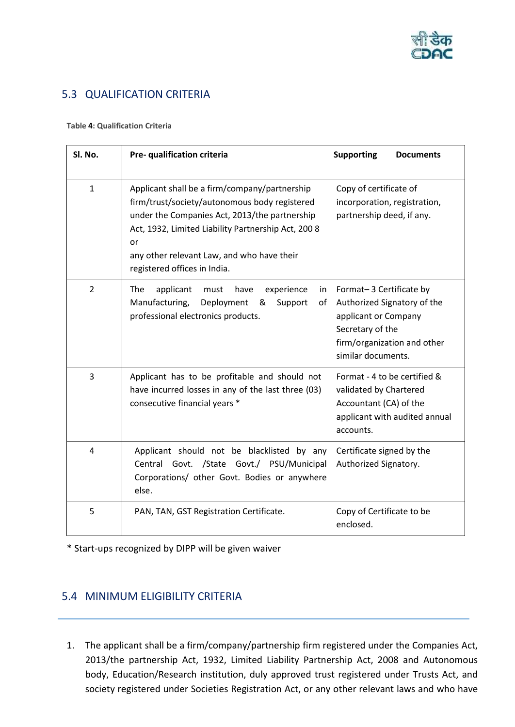## 5.3 QUALIFICATION CRITERIA

**Table 4: Qualification Criteria**

| Sl. No. | Pre- qualification criteria | Supporting Documents |
|---|---|---|
| 1 | Applicant shall be a firm/company/partnership firm/trust/society/autonomous body registered under the Companies Act, 2013/the partnership Act, 1932, Limited Liability Partnership Act, 200 8 or any other relevant Law, and who have their registered offices in India. | Copy of certificate of incorporation, registration, partnership deed, if any. |
| 2 | The applicant must have experience in Manufacturing, Deployment & Support of professional electronics products. | Format– 3 Certificate by Authorized Signatory of the applicant or Company Secretary of the firm/organization and other similar documents. |
| 3 | Applicant has to be profitable and should not have incurred losses in any of the last three (03) consecutive financial years * | Format - 4 to be certified & validated by Chartered Accountant (CA) of the applicant with audited annual accounts. |
| 4 | Applicant should not be blacklisted by any Central Govt. /State Govt./ PSU/Municipal Corporations/ other Govt. Bodies or anywhere else. | Certificate signed by the Authorized Signatory. |
| 5 | PAN, TAN, GST Registration Certificate. | Copy of Certificate to be enclosed. |

* Start-ups recognized by DIPP will be given waiver

## 5.4 MINIMUM ELIGIBILITY CRITERIA

1. The applicant shall be a firm/company/partnership firm registered under the Companies Act, 2013/the partnership Act, 1932, Limited Liability Partnership Act, 2008 and Autonomous body, Education/Research institution, duly approved trust registered under Trusts Act, and society registered under Societies Registration Act, or any other relevant laws and who have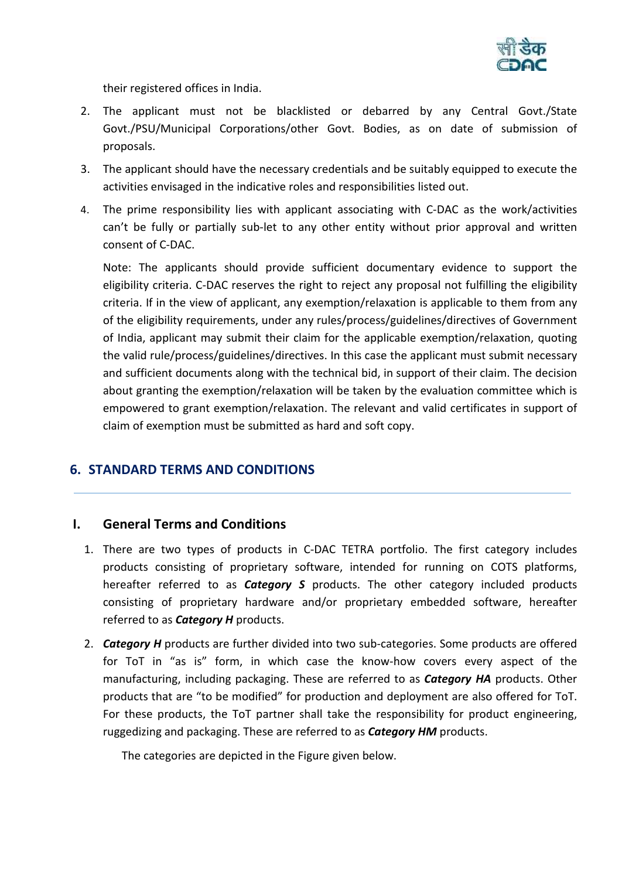their registered offices in India.

2. The applicant must not be blacklisted or debarred by any Central Govt./State Govt./PSU/Municipal Corporations/other Govt. Bodies, as on date of submission of proposals.
3. The applicant should have the necessary credentials and be suitably equipped to execute the activities envisaged in the indicative roles and responsibilities listed out.
4. The prime responsibility lies with applicant associating with C-DAC as the work/activities can't be fully or partially sub-let to any other entity without prior approval and written consent of C-DAC.

   Note: The applicants should provide sufficient documentary evidence to support the eligibility criteria. C-DAC reserves the right to reject any proposal not fulfilling the eligibility criteria. If in the view of applicant, any exemption/relaxation is applicable to them from any of the eligibility requirements, under any rules/process/guidelines/directives of Government of India, applicant may submit their claim for the applicable exemption/relaxation, quoting the valid rule/process/guidelines/directives. In this case the applicant must submit necessary and sufficient documents along with the technical bid, in support of their claim. The decision about granting the exemption/relaxation will be taken by the evaluation committee which is empowered to grant exemption/relaxation. The relevant and valid certificates in support of claim of exemption must be submitted as hard and soft copy.

## 6. STANDARD TERMS AND CONDITIONS

---

### I. General Terms and Conditions

1. There are two types of products in C-DAC TETRA portfolio. The first category includes products consisting of proprietary software, intended for running on COTS platforms, hereafter referred to as ***Category S*** products. The other category included products consisting of proprietary hardware and/or proprietary embedded software, hereafter referred to as ***Category H*** products.
2. ***Category H*** products are further divided into two sub-categories. Some products are offered for ToT in "as is" form, in which case the know-how covers every aspect of the manufacturing, including packaging. These are referred to as ***Category HA*** products. Other products that are "to be modified" for production and deployment are also offered for ToT. For these products, the ToT partner shall take the responsibility for product engineering, ruggedizing and packaging. These are referred to as ***Category HM*** products.

   The categories are depicted in the Figure given below.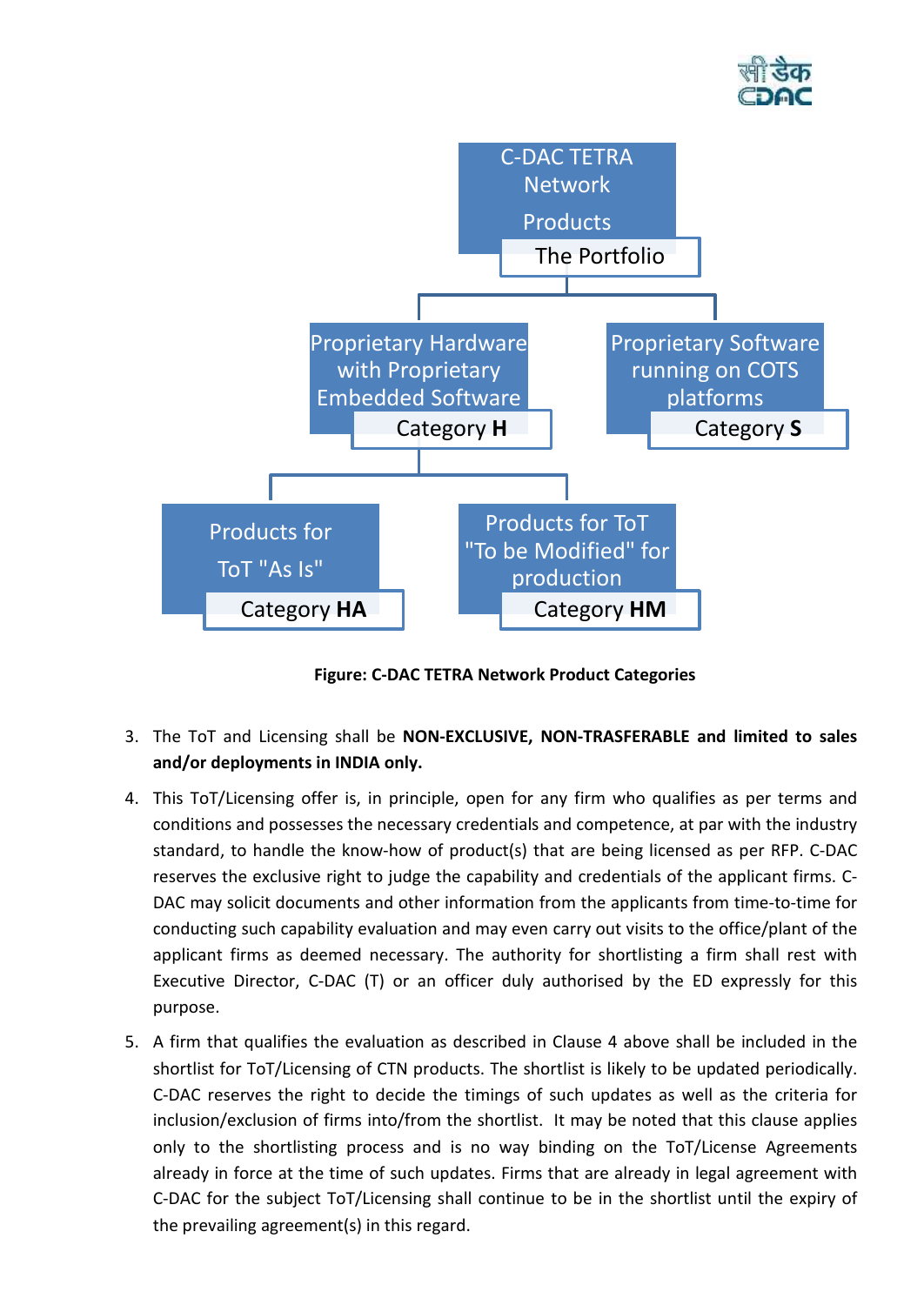C-DAC TETRA Network Products

The Portfolio

- Proprietary Hardware with Proprietary Embedded Software — Category **H**
  - Products for ToT "As Is" — Category **HA**
  - Products for ToT "To be Modified" for production — Category **HM**
- Proprietary Software running on COTS platforms — Category **S**

**Figure: C-DAC TETRA Network Product Categories**

3. The ToT and Licensing shall be **NON-EXCLUSIVE, NON-TRASFERABLE and limited to sales and/or deployments in INDIA only.**
4. This ToT/Licensing offer is, in principle, open for any firm who qualifies as per terms and conditions and possesses the necessary credentials and competence, at par with the industry standard, to handle the know-how of product(s) that are being licensed as per RFP. C-DAC reserves the exclusive right to judge the capability and credentials of the applicant firms. C-DAC may solicit documents and other information from the applicants from time-to-time for conducting such capability evaluation and may even carry out visits to the office/plant of the applicant firms as deemed necessary. The authority for shortlisting a firm shall rest with Executive Director, C-DAC (T) or an officer duly authorised by the ED expressly for this purpose.
5. A firm that qualifies the evaluation as described in Clause 4 above shall be included in the shortlist for ToT/Licensing of CTN products. The shortlist is likely to be updated periodically. C-DAC reserves the right to decide the timings of such updates as well as the criteria for inclusion/exclusion of firms into/from the shortlist. It may be noted that this clause applies only to the shortlisting process and is no way binding on the ToT/License Agreements already in force at the time of such updates. Firms that are already in legal agreement with C-DAC for the subject ToT/Licensing shall continue to be in the shortlist until the expiry of the prevailing agreement(s) in this regard.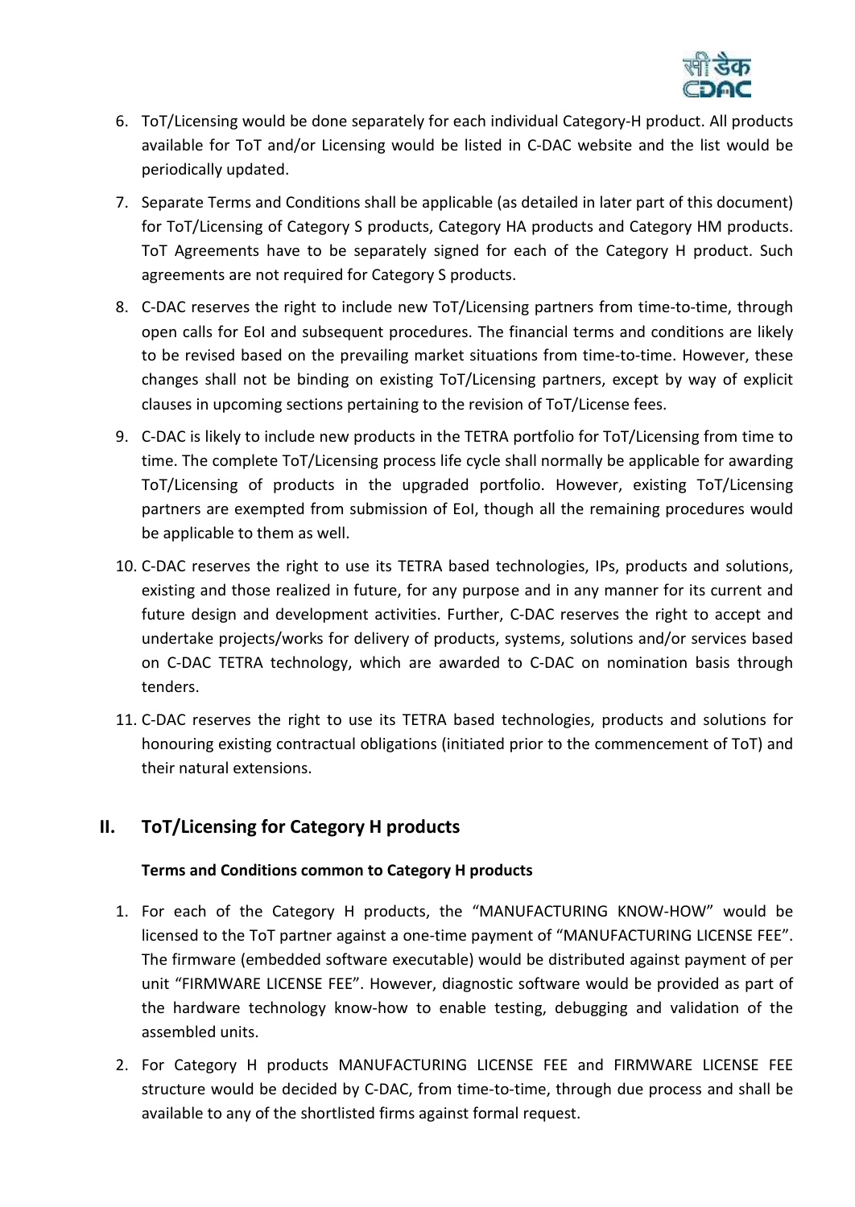6. ToT/Licensing would be done separately for each individual Category-H product. All products available for ToT and/or Licensing would be listed in C-DAC website and the list would be periodically updated.

7. Separate Terms and Conditions shall be applicable (as detailed in later part of this document) for ToT/Licensing of Category S products, Category HA products and Category HM products. ToT Agreements have to be separately signed for each of the Category H product. Such agreements are not required for Category S products.

8. C-DAC reserves the right to include new ToT/Licensing partners from time-to-time, through open calls for EoI and subsequent procedures. The financial terms and conditions are likely to be revised based on the prevailing market situations from time-to-time. However, these changes shall not be binding on existing ToT/Licensing partners, except by way of explicit clauses in upcoming sections pertaining to the revision of ToT/License fees.

9. C-DAC is likely to include new products in the TETRA portfolio for ToT/Licensing from time to time. The complete ToT/Licensing process life cycle shall normally be applicable for awarding ToT/Licensing of products in the upgraded portfolio. However, existing ToT/Licensing partners are exempted from submission of EoI, though all the remaining procedures would be applicable to them as well.

10. C-DAC reserves the right to use its TETRA based technologies, IPs, products and solutions, existing and those realized in future, for any purpose and in any manner for its current and future design and development activities. Further, C-DAC reserves the right to accept and undertake projects/works for delivery of products, systems, solutions and/or services based on C-DAC TETRA technology, which are awarded to C-DAC on nomination basis through tenders.

11. C-DAC reserves the right to use its TETRA based technologies, products and solutions for honouring existing contractual obligations (initiated prior to the commencement of ToT) and their natural extensions.

## II. ToT/Licensing for Category H products

**Terms and Conditions common to Category H products**

1. For each of the Category H products, the "MANUFACTURING KNOW-HOW" would be licensed to the ToT partner against a one-time payment of "MANUFACTURING LICENSE FEE". The firmware (embedded software executable) would be distributed against payment of per unit "FIRMWARE LICENSE FEE". However, diagnostic software would be provided as part of the hardware technology know-how to enable testing, debugging and validation of the assembled units.

2. For Category H products MANUFACTURING LICENSE FEE and FIRMWARE LICENSE FEE structure would be decided by C-DAC, from time-to-time, through due process and shall be available to any of the shortlisted firms against formal request.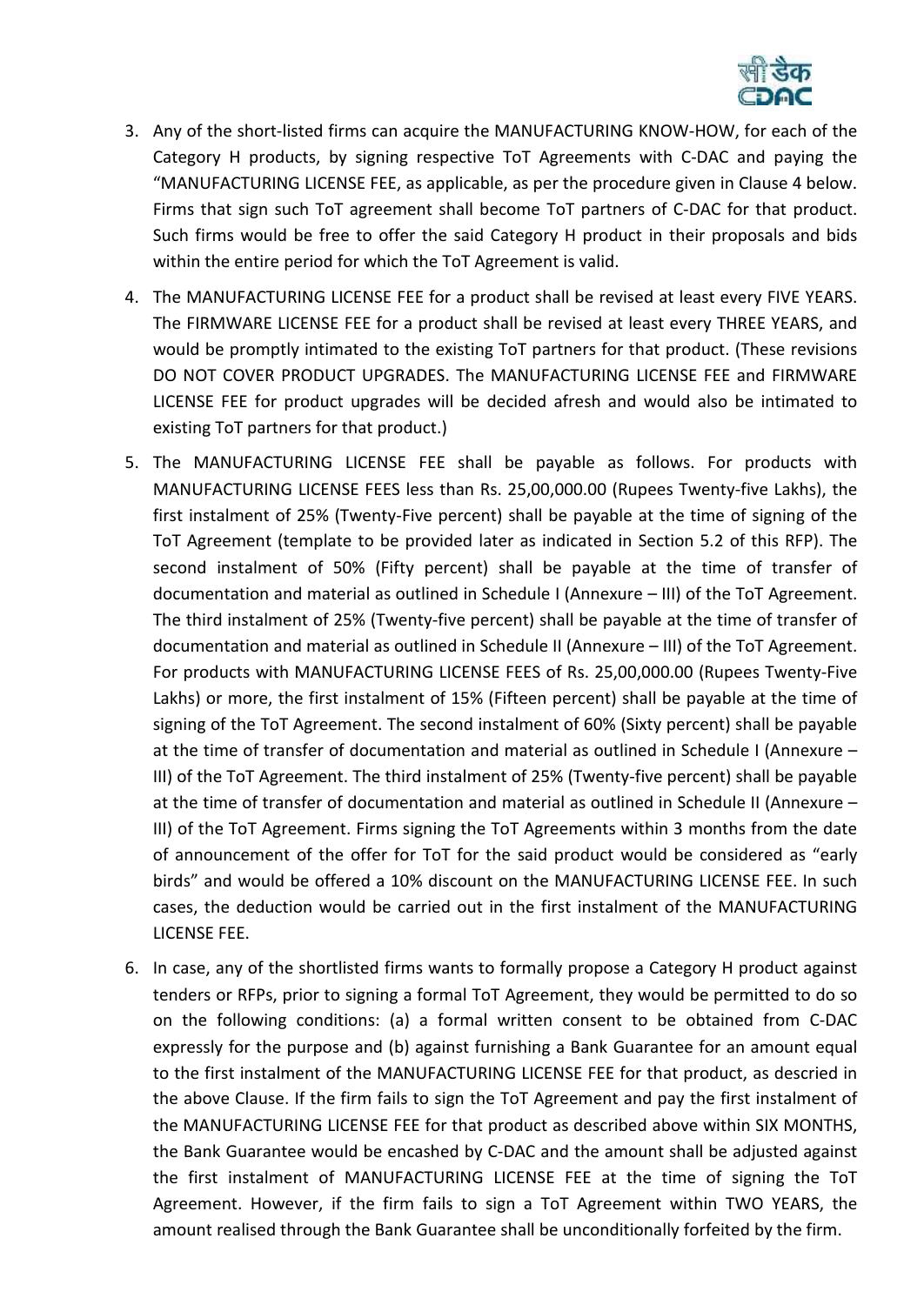3. Any of the short-listed firms can acquire the MANUFACTURING KNOW-HOW, for each of the Category H products, by signing respective ToT Agreements with C-DAC and paying the "MANUFACTURING LICENSE FEE, as applicable, as per the procedure given in Clause 4 below. Firms that sign such ToT agreement shall become ToT partners of C-DAC for that product. Such firms would be free to offer the said Category H product in their proposals and bids within the entire period for which the ToT Agreement is valid.
4. The MANUFACTURING LICENSE FEE for a product shall be revised at least every FIVE YEARS. The FIRMWARE LICENSE FEE for a product shall be revised at least every THREE YEARS, and would be promptly intimated to the existing ToT partners for that product. (These revisions DO NOT COVER PRODUCT UPGRADES. The MANUFACTURING LICENSE FEE and FIRMWARE LICENSE FEE for product upgrades will be decided afresh and would also be intimated to existing ToT partners for that product.)
5. The MANUFACTURING LICENSE FEE shall be payable as follows. For products with MANUFACTURING LICENSE FEES less than Rs. 25,00,000.00 (Rupees Twenty-five Lakhs), the first instalment of 25% (Twenty-Five percent) shall be payable at the time of signing of the ToT Agreement (template to be provided later as indicated in Section 5.2 of this RFP). The second instalment of 50% (Fifty percent) shall be payable at the time of transfer of documentation and material as outlined in Schedule I (Annexure – III) of the ToT Agreement. The third instalment of 25% (Twenty-five percent) shall be payable at the time of transfer of documentation and material as outlined in Schedule II (Annexure – III) of the ToT Agreement. For products with MANUFACTURING LICENSE FEES of Rs. 25,00,000.00 (Rupees Twenty-Five Lakhs) or more, the first instalment of 15% (Fifteen percent) shall be payable at the time of signing of the ToT Agreement. The second instalment of 60% (Sixty percent) shall be payable at the time of transfer of documentation and material as outlined in Schedule I (Annexure – III) of the ToT Agreement. The third instalment of 25% (Twenty-five percent) shall be payable at the time of transfer of documentation and material as outlined in Schedule II (Annexure – III) of the ToT Agreement. Firms signing the ToT Agreements within 3 months from the date of announcement of the offer for ToT for the said product would be considered as "early birds" and would be offered a 10% discount on the MANUFACTURING LICENSE FEE. In such cases, the deduction would be carried out in the first instalment of the MANUFACTURING LICENSE FEE.
6. In case, any of the shortlisted firms wants to formally propose a Category H product against tenders or RFPs, prior to signing a formal ToT Agreement, they would be permitted to do so on the following conditions: (a) a formal written consent to be obtained from C-DAC expressly for the purpose and (b) against furnishing a Bank Guarantee for an amount equal to the first instalment of the MANUFACTURING LICENSE FEE for that product, as descried in the above Clause. If the firm fails to sign the ToT Agreement and pay the first instalment of the MANUFACTURING LICENSE FEE for that product as described above within SIX MONTHS, the Bank Guarantee would be encashed by C-DAC and the amount shall be adjusted against the first instalment of MANUFACTURING LICENSE FEE at the time of signing the ToT Agreement. However, if the firm fails to sign a ToT Agreement within TWO YEARS, the amount realised through the Bank Guarantee shall be unconditionally forfeited by the firm.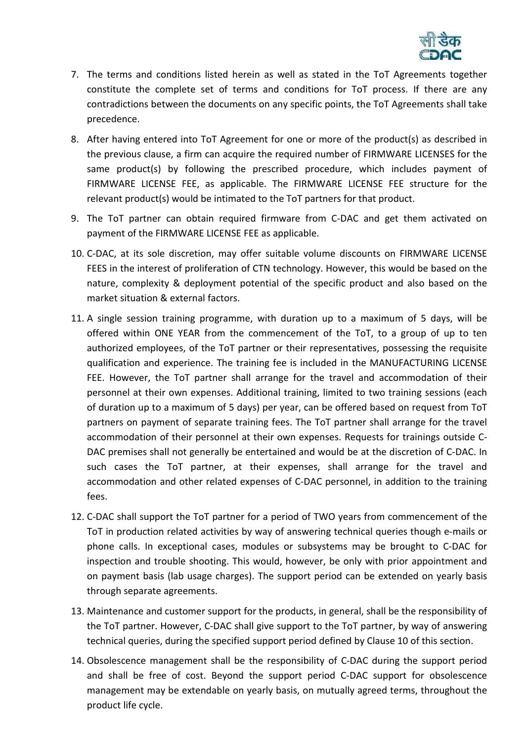7. The terms and conditions listed herein as well as stated in the ToT Agreements together constitute the complete set of terms and conditions for ToT process. If there are any contradictions between the documents on any specific points, the ToT Agreements shall take precedence.

8. After having entered into ToT Agreement for one or more of the product(s) as described in the previous clause, a firm can acquire the required number of FIRMWARE LICENSES for the same product(s) by following the prescribed procedure, which includes payment of FIRMWARE LICENSE FEE, as applicable. The FIRMWARE LICENSE FEE structure for the relevant product(s) would be intimated to the ToT partners for that product.

9. The ToT partner can obtain required firmware from C-DAC and get them activated on payment of the FIRMWARE LICENSE FEE as applicable.

10. C-DAC, at its sole discretion, may offer suitable volume discounts on FIRMWARE LICENSE FEES in the interest of proliferation of CTN technology. However, this would be based on the nature, complexity & deployment potential of the specific product and also based on the market situation & external factors.

11. A single session training programme, with duration up to a maximum of 5 days, will be offered within ONE YEAR from the commencement of the ToT, to a group of up to ten authorized employees, of the ToT partner or their representatives, possessing the requisite qualification and experience. The training fee is included in the MANUFACTURING LICENSE FEE. However, the ToT partner shall arrange for the travel and accommodation of their personnel at their own expenses. Additional training, limited to two training sessions (each of duration up to a maximum of 5 days) per year, can be offered based on request from ToT partners on payment of separate training fees. The ToT partner shall arrange for the travel accommodation of their personnel at their own expenses. Requests for trainings outside C-DAC premises shall not generally be entertained and would be at the discretion of C-DAC. In such cases the ToT partner, at their expenses, shall arrange for the travel and accommodation and other related expenses of C-DAC personnel, in addition to the training fees.

12. C-DAC shall support the ToT partner for a period of TWO years from commencement of the ToT in production related activities by way of answering technical queries though e-mails or phone calls. In exceptional cases, modules or subsystems may be brought to C-DAC for inspection and trouble shooting. This would, however, be only with prior appointment and on payment basis (lab usage charges). The support period can be extended on yearly basis through separate agreements.

13. Maintenance and customer support for the products, in general, shall be the responsibility of the ToT partner. However, C-DAC shall give support to the ToT partner, by way of answering technical queries, during the specified support period defined by Clause 10 of this section.

14. Obsolescence management shall be the responsibility of C-DAC during the support period and shall be free of cost. Beyond the support period C-DAC support for obsolescence management may be extendable on yearly basis, on mutually agreed terms, throughout the product life cycle.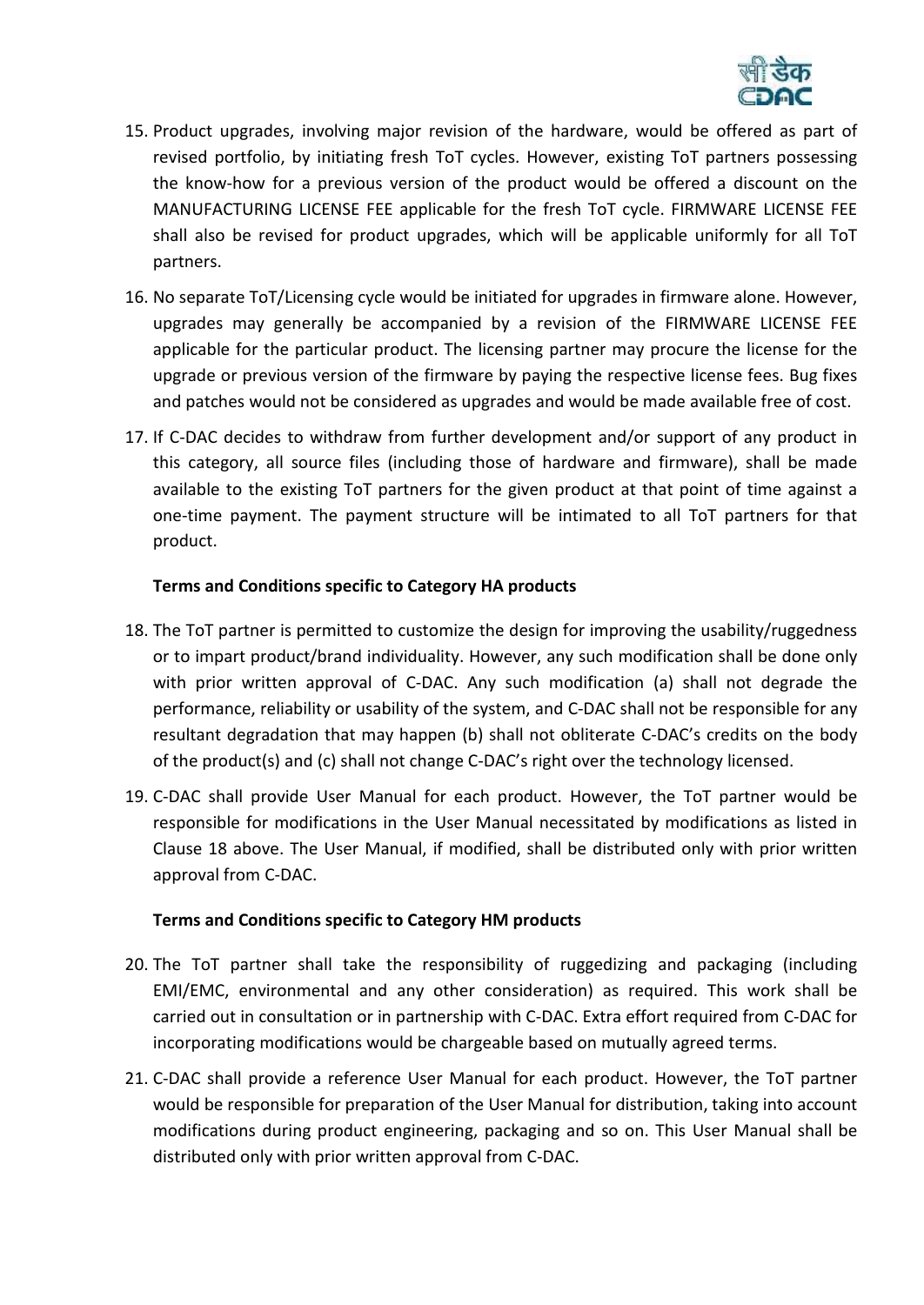15. Product upgrades, involving major revision of the hardware, would be offered as part of revised portfolio, by initiating fresh ToT cycles. However, existing ToT partners possessing the know-how for a previous version of the product would be offered a discount on the MANUFACTURING LICENSE FEE applicable for the fresh ToT cycle. FIRMWARE LICENSE FEE shall also be revised for product upgrades, which will be applicable uniformly for all ToT partners.

16. No separate ToT/Licensing cycle would be initiated for upgrades in firmware alone. However, upgrades may generally be accompanied by a revision of the FIRMWARE LICENSE FEE applicable for the particular product. The licensing partner may procure the license for the upgrade or previous version of the firmware by paying the respective license fees. Bug fixes and patches would not be considered as upgrades and would be made available free of cost.

17. If C-DAC decides to withdraw from further development and/or support of any product in this category, all source files (including those of hardware and firmware), shall be made available to the existing ToT partners for the given product at that point of time against a one-time payment. The payment structure will be intimated to all ToT partners for that product.

**Terms and Conditions specific to Category HA products**

18. The ToT partner is permitted to customize the design for improving the usability/ruggedness or to impart product/brand individuality. However, any such modification shall be done only with prior written approval of C-DAC. Any such modification (a) shall not degrade the performance, reliability or usability of the system, and C-DAC shall not be responsible for any resultant degradation that may happen (b) shall not obliterate C-DAC's credits on the body of the product(s) and (c) shall not change C-DAC's right over the technology licensed.

19. C-DAC shall provide User Manual for each product. However, the ToT partner would be responsible for modifications in the User Manual necessitated by modifications as listed in Clause 18 above. The User Manual, if modified, shall be distributed only with prior written approval from C-DAC.

**Terms and Conditions specific to Category HM products**

20. The ToT partner shall take the responsibility of ruggedizing and packaging (including EMI/EMC, environmental and any other consideration) as required. This work shall be carried out in consultation or in partnership with C-DAC. Extra effort required from C-DAC for incorporating modifications would be chargeable based on mutually agreed terms.

21. C-DAC shall provide a reference User Manual for each product. However, the ToT partner would be responsible for preparation of the User Manual for distribution, taking into account modifications during product engineering, packaging and so on. This User Manual shall be distributed only with prior written approval from C-DAC.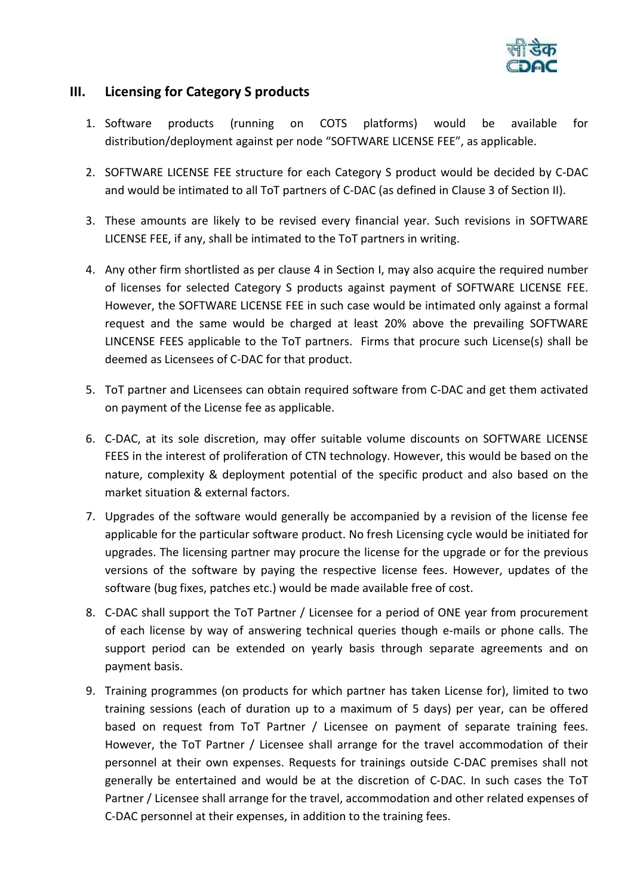## III. Licensing for Category S products

1. Software products (running on COTS platforms) would be available for distribution/deployment against per node "SOFTWARE LICENSE FEE", as applicable.

2. SOFTWARE LICENSE FEE structure for each Category S product would be decided by C-DAC and would be intimated to all ToT partners of C-DAC (as defined in Clause 3 of Section II).

3. These amounts are likely to be revised every financial year. Such revisions in SOFTWARE LICENSE FEE, if any, shall be intimated to the ToT partners in writing.

4. Any other firm shortlisted as per clause 4 in Section I, may also acquire the required number of licenses for selected Category S products against payment of SOFTWARE LICENSE FEE. However, the SOFTWARE LICENSE FEE in such case would be intimated only against a formal request and the same would be charged at least 20% above the prevailing SOFTWARE LINCENSE FEES applicable to the ToT partners. Firms that procure such License(s) shall be deemed as Licensees of C-DAC for that product.

5. ToT partner and Licensees can obtain required software from C-DAC and get them activated on payment of the License fee as applicable.

6. C-DAC, at its sole discretion, may offer suitable volume discounts on SOFTWARE LICENSE FEES in the interest of proliferation of CTN technology. However, this would be based on the nature, complexity & deployment potential of the specific product and also based on the market situation & external factors.

7. Upgrades of the software would generally be accompanied by a revision of the license fee applicable for the particular software product. No fresh Licensing cycle would be initiated for upgrades. The licensing partner may procure the license for the upgrade or for the previous versions of the software by paying the respective license fees. However, updates of the software (bug fixes, patches etc.) would be made available free of cost.

8. C-DAC shall support the ToT Partner / Licensee for a period of ONE year from procurement of each license by way of answering technical queries though e-mails or phone calls. The support period can be extended on yearly basis through separate agreements and on payment basis.

9. Training programmes (on products for which partner has taken License for), limited to two training sessions (each of duration up to a maximum of 5 days) per year, can be offered based on request from ToT Partner / Licensee on payment of separate training fees. However, the ToT Partner / Licensee shall arrange for the travel accommodation of their personnel at their own expenses. Requests for trainings outside C-DAC premises shall not generally be entertained and would be at the discretion of C-DAC. In such cases the ToT Partner / Licensee shall arrange for the travel, accommodation and other related expenses of C-DAC personnel at their expenses, in addition to the training fees.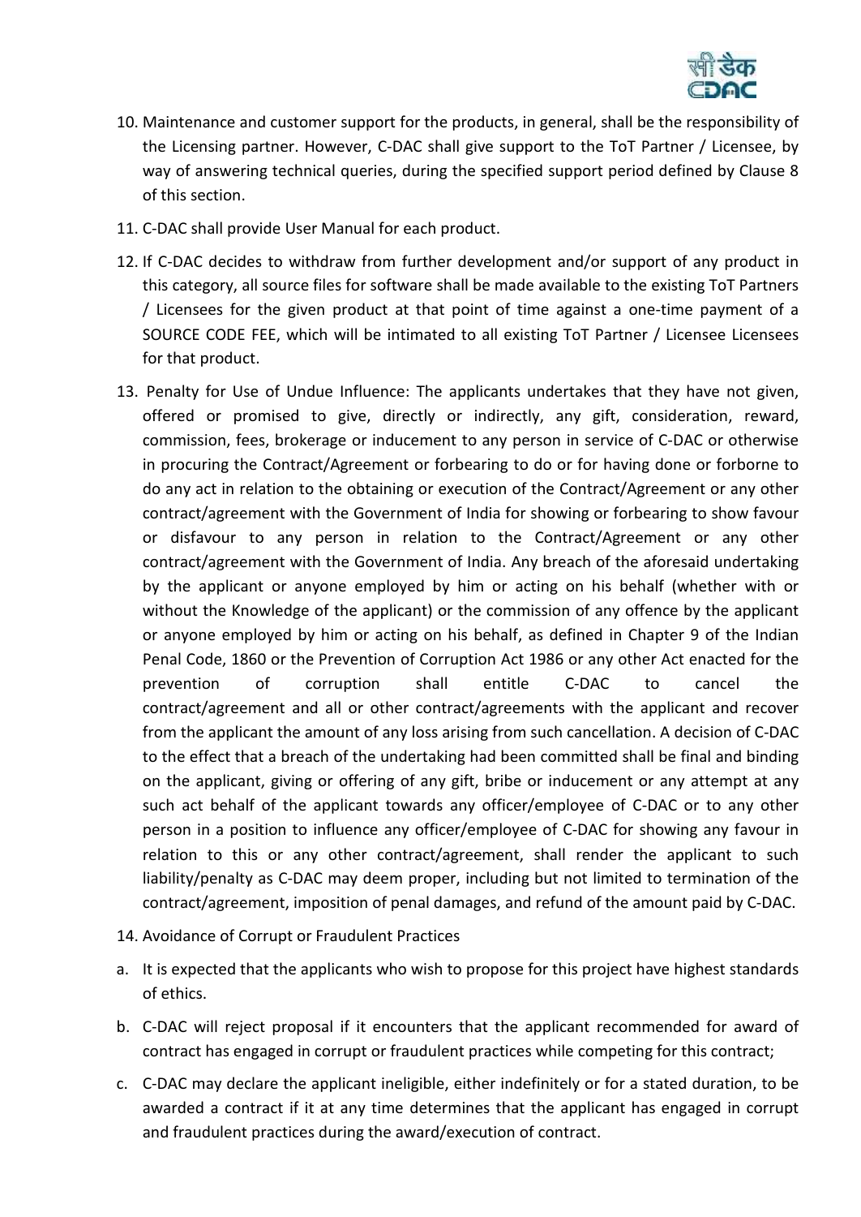10. Maintenance and customer support for the products, in general, shall be the responsibility of the Licensing partner. However, C-DAC shall give support to the ToT Partner / Licensee, by way of answering technical queries, during the specified support period defined by Clause 8 of this section.

11. C-DAC shall provide User Manual for each product.

12. If C-DAC decides to withdraw from further development and/or support of any product in this category, all source files for software shall be made available to the existing ToT Partners / Licensees for the given product at that point of time against a one-time payment of a SOURCE CODE FEE, which will be intimated to all existing ToT Partner / Licensee Licensees for that product.

13. Penalty for Use of Undue Influence: The applicants undertakes that they have not given, offered or promised to give, directly or indirectly, any gift, consideration, reward, commission, fees, brokerage or inducement to any person in service of C-DAC or otherwise in procuring the Contract/Agreement or forbearing to do or for having done or forborne to do any act in relation to the obtaining or execution of the Contract/Agreement or any other contract/agreement with the Government of India for showing or forbearing to show favour or disfavour to any person in relation to the Contract/Agreement or any other contract/agreement with the Government of India. Any breach of the aforesaid undertaking by the applicant or anyone employed by him or acting on his behalf (whether with or without the Knowledge of the applicant) or the commission of any offence by the applicant or anyone employed by him or acting on his behalf, as defined in Chapter 9 of the Indian Penal Code, 1860 or the Prevention of Corruption Act 1986 or any other Act enacted for the prevention of corruption shall entitle C-DAC to cancel the contract/agreement and all or other contract/agreements with the applicant and recover from the applicant the amount of any loss arising from such cancellation. A decision of C-DAC to the effect that a breach of the undertaking had been committed shall be final and binding on the applicant, giving or offering of any gift, bribe or inducement or any attempt at any such act behalf of the applicant towards any officer/employee of C-DAC or to any other person in a position to influence any officer/employee of C-DAC for showing any favour in relation to this or any other contract/agreement, shall render the applicant to such liability/penalty as C-DAC may deem proper, including but not limited to termination of the contract/agreement, imposition of penal damages, and refund of the amount paid by C-DAC.

14. Avoidance of Corrupt or Fraudulent Practices

a. It is expected that the applicants who wish to propose for this project have highest standards of ethics.

b. C-DAC will reject proposal if it encounters that the applicant recommended for award of contract has engaged in corrupt or fraudulent practices while competing for this contract;

c. C-DAC may declare the applicant ineligible, either indefinitely or for a stated duration, to be awarded a contract if it at any time determines that the applicant has engaged in corrupt and fraudulent practices during the award/execution of contract.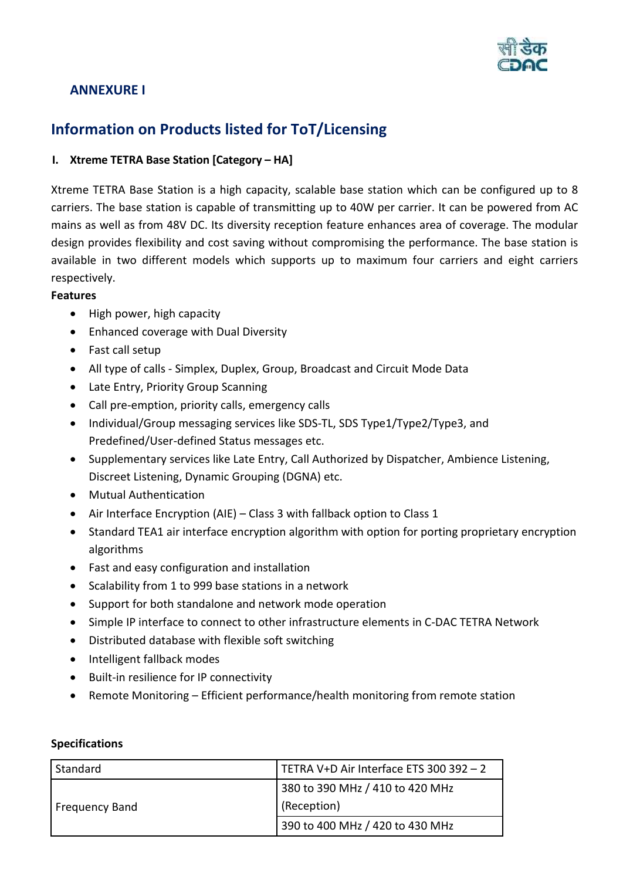## ANNEXURE I

# Information on Products listed for ToT/Licensing

### I. Xtreme TETRA Base Station [Category – HA]

Xtreme TETRA Base Station is a high capacity, scalable base station which can be configured up to 8 carriers. The base station is capable of transmitting up to 40W per carrier. It can be powered from AC mains as well as from 48V DC. Its diversity reception feature enhances area of coverage. The modular design provides flexibility and cost saving without compromising the performance. The base station is available in two different models which supports up to maximum four carriers and eight carriers respectively.

**Features**

- High power, high capacity
- Enhanced coverage with Dual Diversity
- Fast call setup
- All type of calls - Simplex, Duplex, Group, Broadcast and Circuit Mode Data
- Late Entry, Priority Group Scanning
- Call pre-emption, priority calls, emergency calls
- Individual/Group messaging services like SDS-TL, SDS Type1/Type2/Type3, and Predefined/User-defined Status messages etc.
- Supplementary services like Late Entry, Call Authorized by Dispatcher, Ambience Listening, Discreet Listening, Dynamic Grouping (DGNA) etc.
- Mutual Authentication
- Air Interface Encryption (AIE) – Class 3 with fallback option to Class 1
- Standard TEA1 air interface encryption algorithm with option for porting proprietary encryption algorithms
- Fast and easy configuration and installation
- Scalability from 1 to 999 base stations in a network
- Support for both standalone and network mode operation
- Simple IP interface to connect to other infrastructure elements in C-DAC TETRA Network
- Distributed database with flexible soft switching
- Intelligent fallback modes
- Built-in resilience for IP connectivity
- Remote Monitoring – Efficient performance/health monitoring from remote station

**Specifications**

| Standard | TETRA V+D Air Interface ETS 300 392 – 2 |
|---|---|
| Frequency Band | 380 to 390 MHz / 410 to 420 MHz (Reception) |
| | 390 to 400 MHz / 420 to 430 MHz |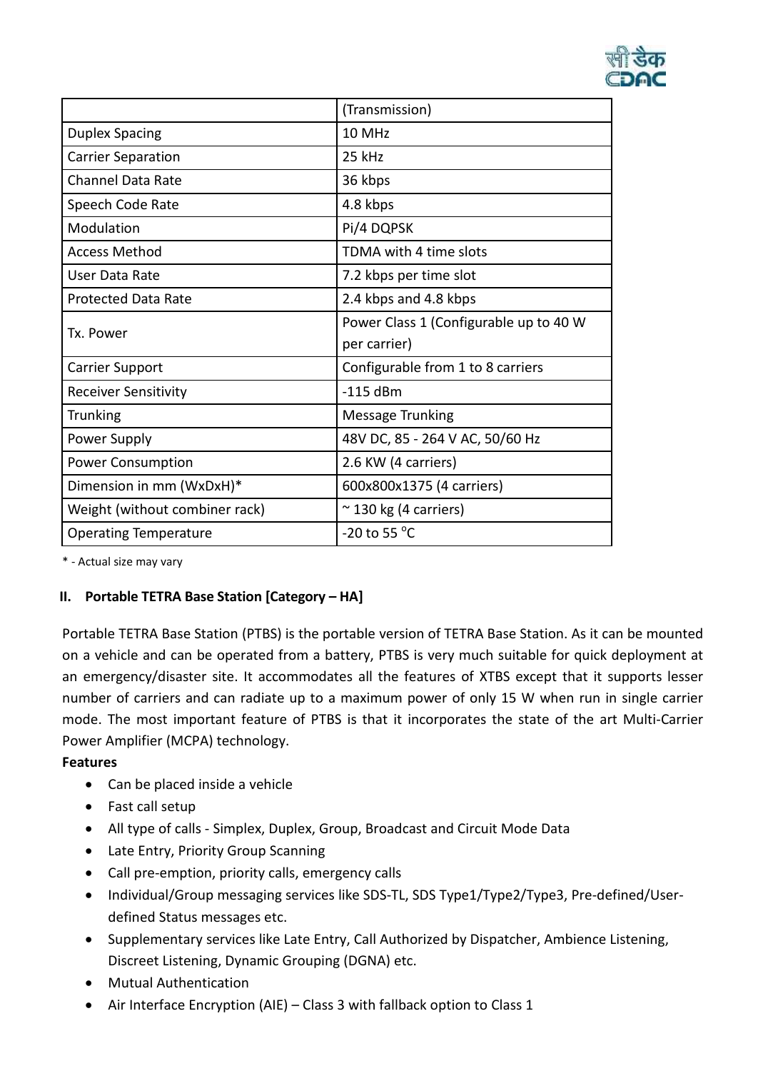| | (Transmission) |
|---|---|
| Duplex Spacing | 10 MHz |
| Carrier Separation | 25 kHz |
| Channel Data Rate | 36 kbps |
| Speech Code Rate | 4.8 kbps |
| Modulation | Pi/4 DQPSK |
| Access Method | TDMA with 4 time slots |
| User Data Rate | 7.2 kbps per time slot |
| Protected Data Rate | 2.4 kbps and 4.8 kbps |
| Tx. Power | Power Class 1 (Configurable up to 40 W per carrier) |
| Carrier Support | Configurable from 1 to 8 carriers |
| Receiver Sensitivity | -115 dBm |
| Trunking | Message Trunking |
| Power Supply | 48V DC, 85 - 264 V AC, 50/60 Hz |
| Power Consumption | 2.6 KW (4 carriers) |
| Dimension in mm (WxDxH)* | 600x800x1375 (4 carriers) |
| Weight (without combiner rack) | ~ 130 kg (4 carriers) |
| Operating Temperature | -20 to 55 °C |

* - Actual size may vary

**II. Portable TETRA Base Station [Category – HA]**

Portable TETRA Base Station (PTBS) is the portable version of TETRA Base Station. As it can be mounted on a vehicle and can be operated from a battery, PTBS is very much suitable for quick deployment at an emergency/disaster site. It accommodates all the features of XTBS except that it supports lesser number of carriers and can radiate up to a maximum power of only 15 W when run in single carrier mode. The most important feature of PTBS is that it incorporates the state of the art Multi-Carrier Power Amplifier (MCPA) technology.

**Features**

- Can be placed inside a vehicle
- Fast call setup
- All type of calls - Simplex, Duplex, Group, Broadcast and Circuit Mode Data
- Late Entry, Priority Group Scanning
- Call pre-emption, priority calls, emergency calls
- Individual/Group messaging services like SDS-TL, SDS Type1/Type2/Type3, Pre-defined/User-defined Status messages etc.
- Supplementary services like Late Entry, Call Authorized by Dispatcher, Ambience Listening, Discreet Listening, Dynamic Grouping (DGNA) etc.
- Mutual Authentication
- Air Interface Encryption (AIE) – Class 3 with fallback option to Class 1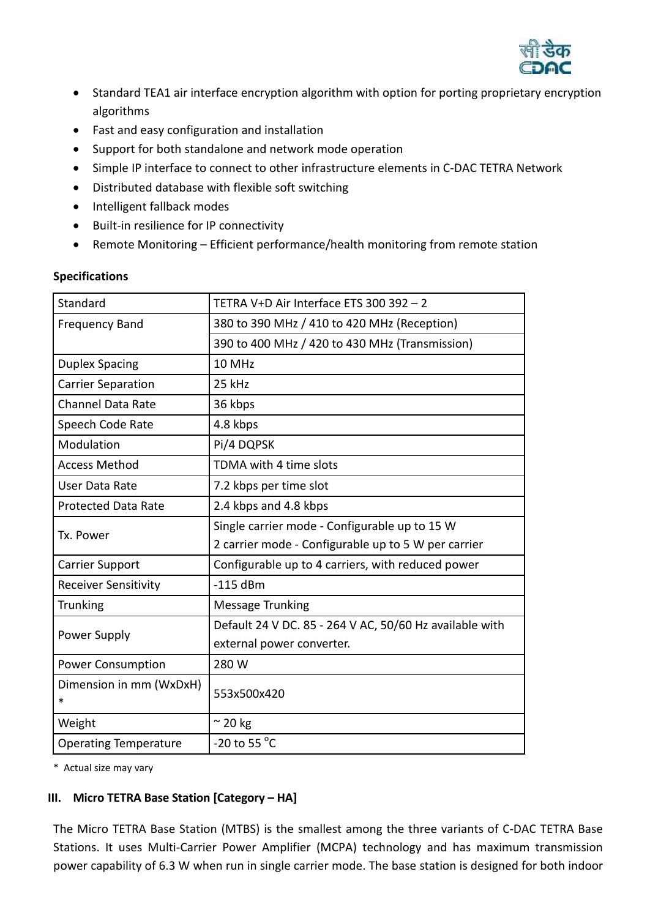- Standard TEA1 air interface encryption algorithm with option for porting proprietary encryption algorithms
- Fast and easy configuration and installation
- Support for both standalone and network mode operation
- Simple IP interface to connect to other infrastructure elements in C-DAC TETRA Network
- Distributed database with flexible soft switching
- Intelligent fallback modes
- Built-in resilience for IP connectivity
- Remote Monitoring – Efficient performance/health monitoring from remote station

**Specifications**

| Standard | TETRA V+D Air Interface ETS 300 392 – 2 |
|---|---|
| Frequency Band | 380 to 390 MHz / 410 to 420 MHz (Reception) |
| | 390 to 400 MHz / 420 to 430 MHz (Transmission) |
| Duplex Spacing | 10 MHz |
| Carrier Separation | 25 kHz |
| Channel Data Rate | 36 kbps |
| Speech Code Rate | 4.8 kbps |
| Modulation | Pi/4 DQPSK |
| Access Method | TDMA with 4 time slots |
| User Data Rate | 7.2 kbps per time slot |
| Protected Data Rate | 2.4 kbps and 4.8 kbps |
| Tx. Power | Single carrier mode - Configurable up to 15 W<br>2 carrier mode - Configurable up to 5 W per carrier |
| Carrier Support | Configurable up to 4 carriers, with reduced power |
| Receiver Sensitivity | -115 dBm |
| Trunking | Message Trunking |
| Power Supply | Default 24 V DC. 85 - 264 V AC, 50/60 Hz available with external power converter. |
| Power Consumption | 280 W |
| Dimension in mm (WxDxH) * | 553x500x420 |
| Weight | ~ 20 kg |
| Operating Temperature | -20 to 55 °C |

* Actual size may vary

### III. Micro TETRA Base Station [Category – HA]

The Micro TETRA Base Station (MTBS) is the smallest among the three variants of C-DAC TETRA Base Stations. It uses Multi-Carrier Power Amplifier (MCPA) technology and has maximum transmission power capability of 6.3 W when run in single carrier mode. The base station is designed for both indoor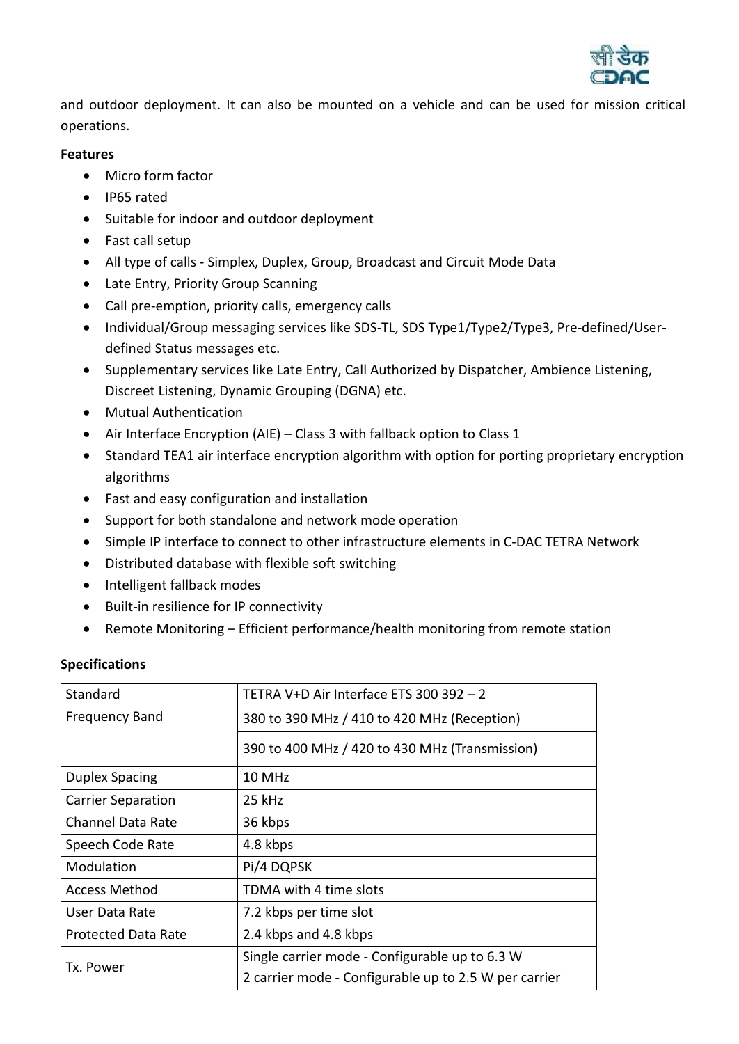and outdoor deployment. It can also be mounted on a vehicle and can be used for mission critical operations.

**Features**

- Micro form factor
- IP65 rated
- Suitable for indoor and outdoor deployment
- Fast call setup
- All type of calls - Simplex, Duplex, Group, Broadcast and Circuit Mode Data
- Late Entry, Priority Group Scanning
- Call pre-emption, priority calls, emergency calls
- Individual/Group messaging services like SDS-TL, SDS Type1/Type2/Type3, Pre-defined/User-defined Status messages etc.
- Supplementary services like Late Entry, Call Authorized by Dispatcher, Ambience Listening, Discreet Listening, Dynamic Grouping (DGNA) etc.
- Mutual Authentication
- Air Interface Encryption (AIE) – Class 3 with fallback option to Class 1
- Standard TEA1 air interface encryption algorithm with option for porting proprietary encryption algorithms
- Fast and easy configuration and installation
- Support for both standalone and network mode operation
- Simple IP interface to connect to other infrastructure elements in C-DAC TETRA Network
- Distributed database with flexible soft switching
- Intelligent fallback modes
- Built-in resilience for IP connectivity
- Remote Monitoring – Efficient performance/health monitoring from remote station

**Specifications**

| Standard | TETRA V+D Air Interface ETS 300 392 – 2 |
|---|---|
| Frequency Band | 380 to 390 MHz / 410 to 420 MHz (Reception) |
| | 390 to 400 MHz / 420 to 430 MHz (Transmission) |
| Duplex Spacing | 10 MHz |
| Carrier Separation | 25 kHz |
| Channel Data Rate | 36 kbps |
| Speech Code Rate | 4.8 kbps |
| Modulation | Pi/4 DQPSK |
| Access Method | TDMA with 4 time slots |
| User Data Rate | 7.2 kbps per time slot |
| Protected Data Rate | 2.4 kbps and 4.8 kbps |
| Tx. Power | Single carrier mode - Configurable up to 6.3 W<br>2 carrier mode - Configurable up to 2.5 W per carrier |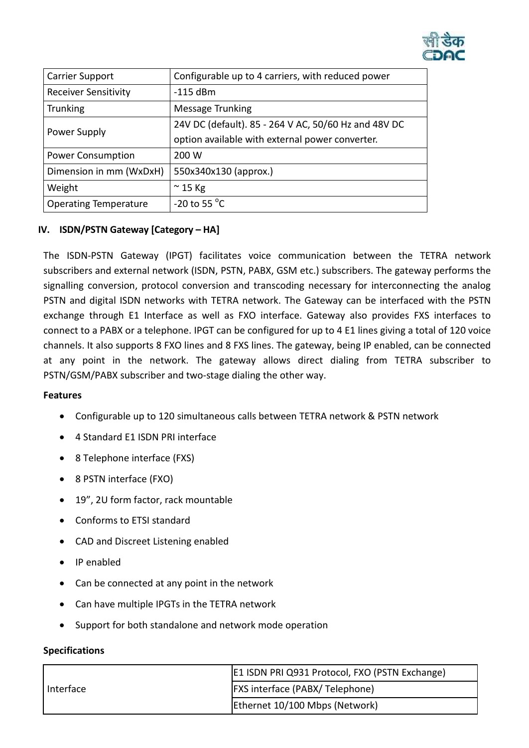| Carrier Support | Configurable up to 4 carriers, with reduced power |
|---|---|
| Receiver Sensitivity | -115 dBm |
| Trunking | Message Trunking |
| Power Supply | 24V DC (default). 85 - 264 V AC, 50/60 Hz and 48V DC option available with external power converter. |
| Power Consumption | 200 W |
| Dimension in mm (WxDxH) | 550x340x130 (approx.) |
| Weight | ~ 15 Kg |
| Operating Temperature | -20 to 55 $^{o}$C |

### IV. ISDN/PSTN Gateway [Category – HA]

The ISDN-PSTN Gateway (IPGT) facilitates voice communication between the TETRA network subscribers and external network (ISDN, PSTN, PABX, GSM etc.) subscribers. The gateway performs the signalling conversion, protocol conversion and transcoding necessary for interconnecting the analog PSTN and digital ISDN networks with TETRA network. The Gateway can be interfaced with the PSTN exchange through E1 Interface as well as FXO interface. Gateway also provides FXS interfaces to connect to a PABX or a telephone. IPGT can be configured for up to 4 E1 lines giving a total of 120 voice channels. It also supports 8 FXO lines and 8 FXS lines. The gateway, being IP enabled, can be connected at any point in the network. The gateway allows direct dialing from TETRA subscriber to PSTN/GSM/PABX subscriber and two-stage dialing the other way.

**Features**

- Configurable up to 120 simultaneous calls between TETRA network & PSTN network
- 4 Standard E1 ISDN PRI interface
- 8 Telephone interface (FXS)
- 8 PSTN interface (FXO)
- 19”, 2U form factor, rack mountable
- Conforms to ETSI standard
- CAD and Discreet Listening enabled
- IP enabled
- Can be connected at any point in the network
- Can have multiple IPGTs in the TETRA network
- Support for both standalone and network mode operation

**Specifications**

| Interface | E1 ISDN PRI Q931 Protocol, FXO (PSTN Exchange) |
|---|---|
| | FXS interface (PABX/ Telephone) |
| | Ethernet 10/100 Mbps (Network) |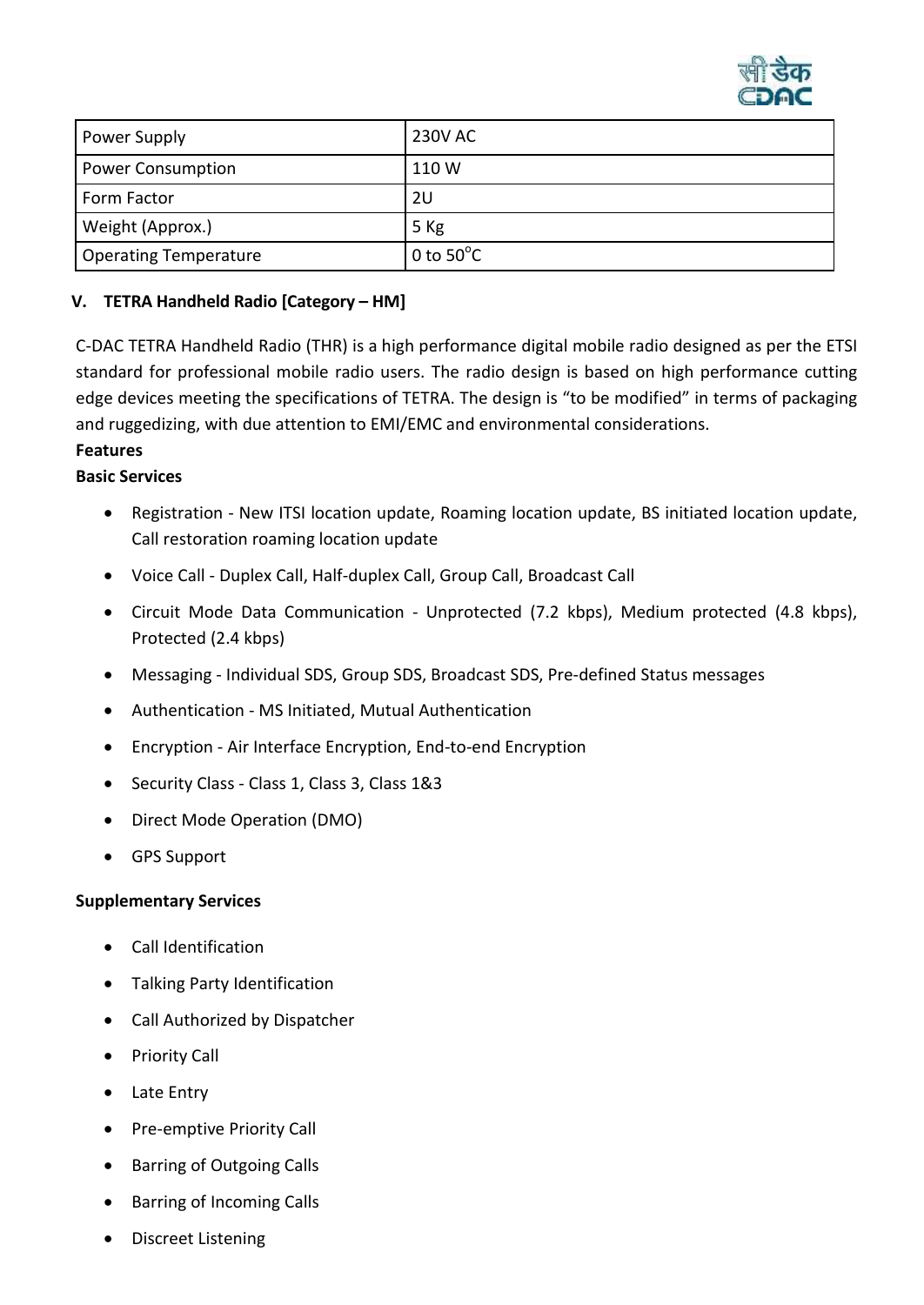| Power Supply | 230V AC |
|---|---|
| Power Consumption | 110 W |
| Form Factor | 2U |
| Weight (Approx.) | 5 Kg |
| Operating Temperature | 0 to 50°C |

### V. TETRA Handheld Radio [Category – HM]

C-DAC TETRA Handheld Radio (THR) is a high performance digital mobile radio designed as per the ETSI standard for professional mobile radio users. The radio design is based on high performance cutting edge devices meeting the specifications of TETRA. The design is "to be modified" in terms of packaging and ruggedizing, with due attention to EMI/EMC and environmental considerations.

**Features**

**Basic Services**

- Registration - New ITSI location update, Roaming location update, BS initiated location update, Call restoration roaming location update
- Voice Call - Duplex Call, Half-duplex Call, Group Call, Broadcast Call
- Circuit Mode Data Communication - Unprotected (7.2 kbps), Medium protected (4.8 kbps), Protected (2.4 kbps)
- Messaging - Individual SDS, Group SDS, Broadcast SDS, Pre-defined Status messages
- Authentication - MS Initiated, Mutual Authentication
- Encryption - Air Interface Encryption, End-to-end Encryption
- Security Class - Class 1, Class 3, Class 1&3
- Direct Mode Operation (DMO)
- GPS Support

**Supplementary Services**

- Call Identification
- Talking Party Identification
- Call Authorized by Dispatcher
- Priority Call
- Late Entry
- Pre-emptive Priority Call
- Barring of Outgoing Calls
- Barring of Incoming Calls
- Discreet Listening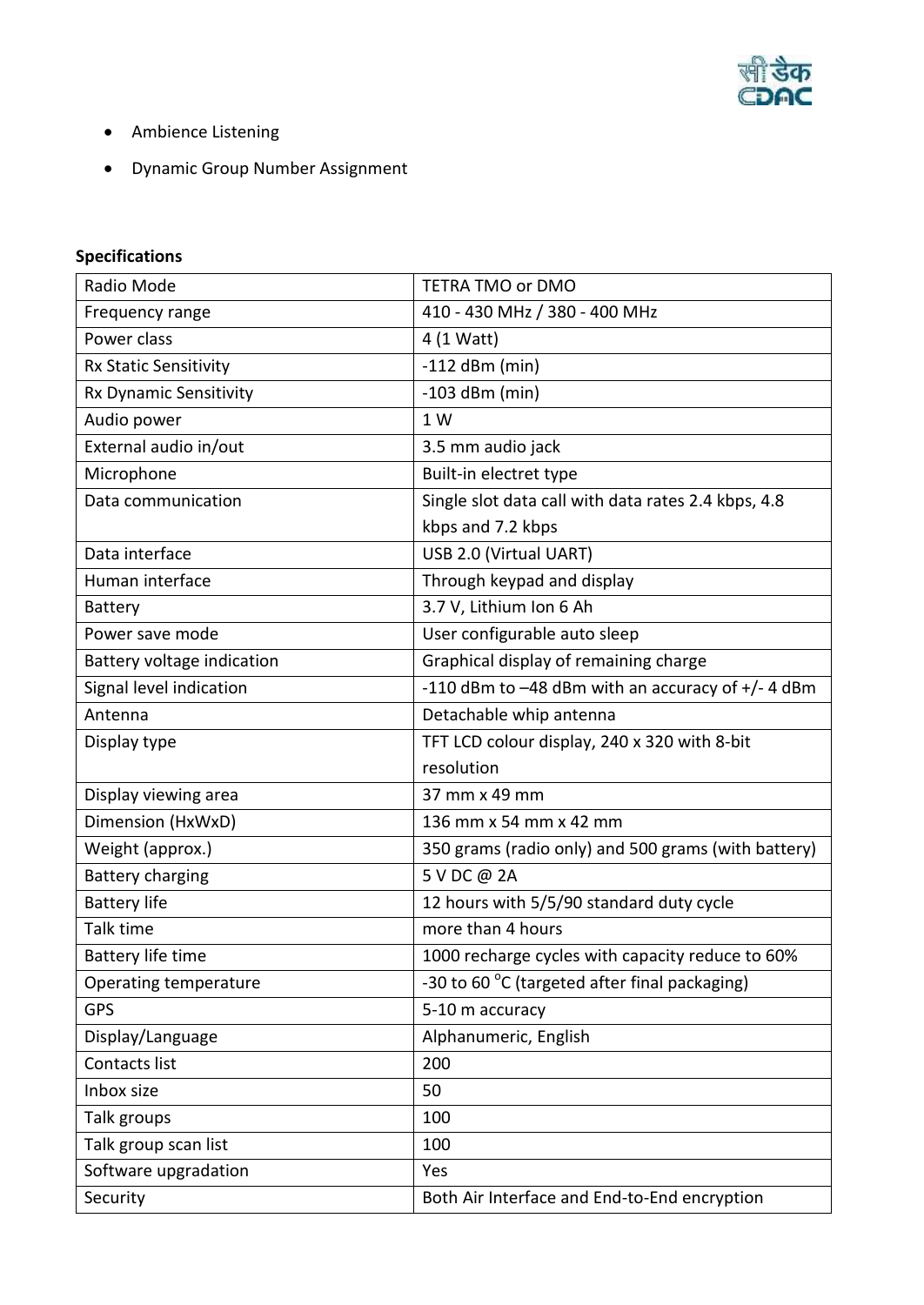- Ambience Listening
- Dynamic Group Number Assignment

**Specifications**

| | |
|---|---|
| Radio Mode | TETRA TMO or DMO |
| Frequency range | 410 - 430 MHz / 380 - 400 MHz |
| Power class | 4 (1 Watt) |
| Rx Static Sensitivity | -112 dBm (min) |
| Rx Dynamic Sensitivity | -103 dBm (min) |
| Audio power | 1 W |
| External audio in/out | 3.5 mm audio jack |
| Microphone | Built-in electret type |
| Data communication | Single slot data call with data rates 2.4 kbps, 4.8 kbps and 7.2 kbps |
| Data interface | USB 2.0 (Virtual UART) |
| Human interface | Through keypad and display |
| Battery | 3.7 V, Lithium Ion 6 Ah |
| Power save mode | User configurable auto sleep |
| Battery voltage indication | Graphical display of remaining charge |
| Signal level indication | -110 dBm to –48 dBm with an accuracy of +/- 4 dBm |
| Antenna | Detachable whip antenna |
| Display type | TFT LCD colour display, 240 x 320 with 8-bit resolution |
| Display viewing area | 37 mm x 49 mm |
| Dimension (HxWxD) | 136 mm x 54 mm x 42 mm |
| Weight (approx.) | 350 grams (radio only) and 500 grams (with battery) |
| Battery charging | 5 V DC @ 2A |
| Battery life | 12 hours with 5/5/90 standard duty cycle |
| Talk time | more than 4 hours |
| Battery life time | 1000 recharge cycles with capacity reduce to 60% |
| Operating temperature | -30 to 60 °C (targeted after final packaging) |
| GPS | 5-10 m accuracy |
| Display/Language | Alphanumeric, English |
| Contacts list | 200 |
| Inbox size | 50 |
| Talk groups | 100 |
| Talk group scan list | 100 |
| Software upgradation | Yes |
| Security | Both Air Interface and End-to-End encryption |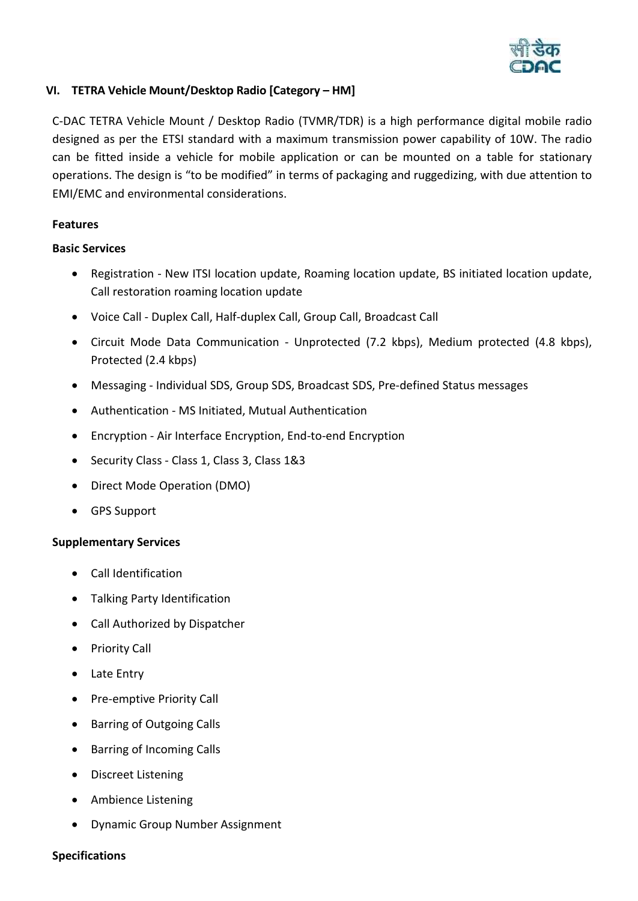## VI. TETRA Vehicle Mount/Desktop Radio [Category – HM]

C-DAC TETRA Vehicle Mount / Desktop Radio (TVMR/TDR) is a high performance digital mobile radio designed as per the ETSI standard with a maximum transmission power capability of 10W. The radio can be fitted inside a vehicle for mobile application or can be mounted on a table for stationary operations. The design is "to be modified" in terms of packaging and ruggedizing, with due attention to EMI/EMC and environmental considerations.

**Features**

**Basic Services**

- Registration - New ITSI location update, Roaming location update, BS initiated location update, Call restoration roaming location update
- Voice Call - Duplex Call, Half-duplex Call, Group Call, Broadcast Call
- Circuit Mode Data Communication - Unprotected (7.2 kbps), Medium protected (4.8 kbps), Protected (2.4 kbps)
- Messaging - Individual SDS, Group SDS, Broadcast SDS, Pre-defined Status messages
- Authentication - MS Initiated, Mutual Authentication
- Encryption - Air Interface Encryption, End-to-end Encryption
- Security Class - Class 1, Class 3, Class 1&3
- Direct Mode Operation (DMO)
- GPS Support

**Supplementary Services**

- Call Identification
- Talking Party Identification
- Call Authorized by Dispatcher
- Priority Call
- Late Entry
- Pre-emptive Priority Call
- Barring of Outgoing Calls
- Barring of Incoming Calls
- Discreet Listening
- Ambience Listening
- Dynamic Group Number Assignment

**Specifications**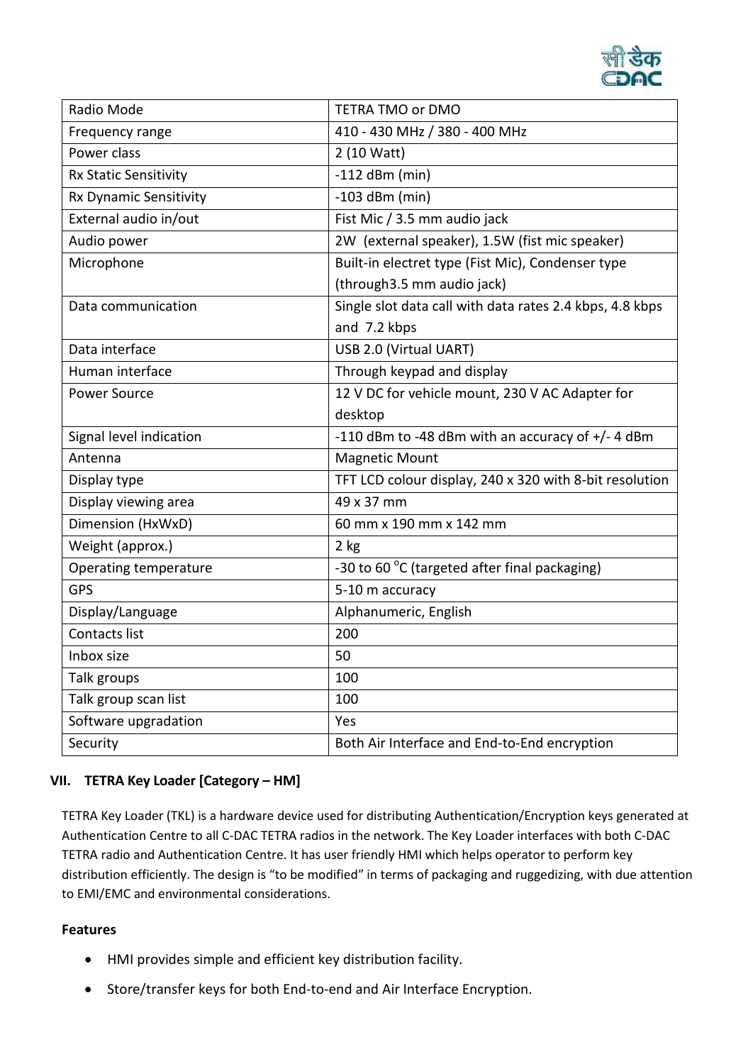| Radio Mode | TETRA TMO or DMO |
|---|---|
| Frequency range | 410 - 430 MHz / 380 - 400 MHz |
| Power class | 2 (10 Watt) |
| Rx Static Sensitivity | -112 dBm (min) |
| Rx Dynamic Sensitivity | -103 dBm (min) |
| External audio in/out | Fist Mic / 3.5 mm audio jack |
| Audio power | 2W (external speaker), 1.5W (fist mic speaker) |
| Microphone | Built-in electret type (Fist Mic), Condenser type (through3.5 mm audio jack) |
| Data communication | Single slot data call with data rates 2.4 kbps, 4.8 kbps and 7.2 kbps |
| Data interface | USB 2.0 (Virtual UART) |
| Human interface | Through keypad and display |
| Power Source | 12 V DC for vehicle mount, 230 V AC Adapter for desktop |
| Signal level indication | -110 dBm to -48 dBm with an accuracy of +/- 4 dBm |
| Antenna | Magnetic Mount |
| Display type | TFT LCD colour display, 240 x 320 with 8-bit resolution |
| Display viewing area | 49 x 37 mm |
| Dimension (HxWxD) | 60 mm x 190 mm x 142 mm |
| Weight (approx.) | 2 kg |
| Operating temperature | -30 to 60 °C (targeted after final packaging) |
| GPS | 5-10 m accuracy |
| Display/Language | Alphanumeric, English |
| Contacts list | 200 |
| Inbox size | 50 |
| Talk groups | 100 |
| Talk group scan list | 100 |
| Software upgradation | Yes |
| Security | Both Air Interface and End-to-End encryption |

## VII. TETRA Key Loader [Category – HM]

TETRA Key Loader (TKL) is a hardware device used for distributing Authentication/Encryption keys generated at Authentication Centre to all C-DAC TETRA radios in the network. The Key Loader interfaces with both C-DAC TETRA radio and Authentication Centre. It has user friendly HMI which helps operator to perform key distribution efficiently. The design is "to be modified" in terms of packaging and ruggedizing, with due attention to EMI/EMC and environmental considerations.

**Features**

- HMI provides simple and efficient key distribution facility.
- Store/transfer keys for both End-to-end and Air Interface Encryption.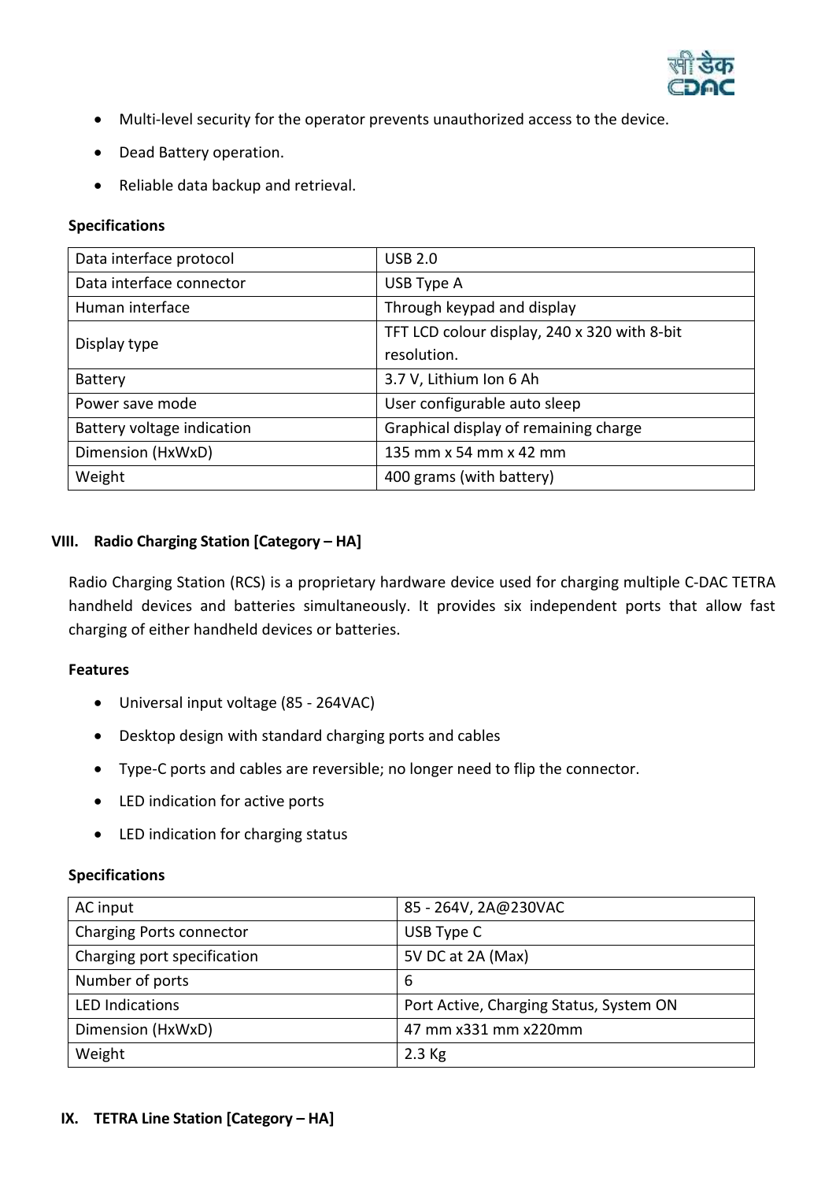- Multi-level security for the operator prevents unauthorized access to the device.
- Dead Battery operation.
- Reliable data backup and retrieval.

**Specifications**

| | |
|---|---|
| Data interface protocol | USB 2.0 |
| Data interface connector | USB Type A |
| Human interface | Through keypad and display |
| Display type | TFT LCD colour display, 240 x 320 with 8-bit resolution. |
| Battery | 3.7 V, Lithium Ion 6 Ah |
| Power save mode | User configurable auto sleep |
| Battery voltage indication | Graphical display of remaining charge |
| Dimension (HxWxD) | 135 mm x 54 mm x 42 mm |
| Weight | 400 grams (with battery) |

## VIII. Radio Charging Station [Category – HA]

Radio Charging Station (RCS) is a proprietary hardware device used for charging multiple C-DAC TETRA handheld devices and batteries simultaneously. It provides six independent ports that allow fast charging of either handheld devices or batteries.

**Features**

- Universal input voltage (85 - 264VAC)
- Desktop design with standard charging ports and cables
- Type-C ports and cables are reversible; no longer need to flip the connector.
- LED indication for active ports
- LED indication for charging status

**Specifications**

| | |
|---|---|
| AC input | 85 - 264V, 2A@230VAC |
| Charging Ports connector | USB Type C |
| Charging port specification | 5V DC at 2A (Max) |
| Number of ports | 6 |
| LED Indications | Port Active, Charging Status, System ON |
| Dimension (HxWxD) | 47 mm x331 mm x220mm |
| Weight | 2.3 Kg |

## IX. TETRA Line Station [Category – HA]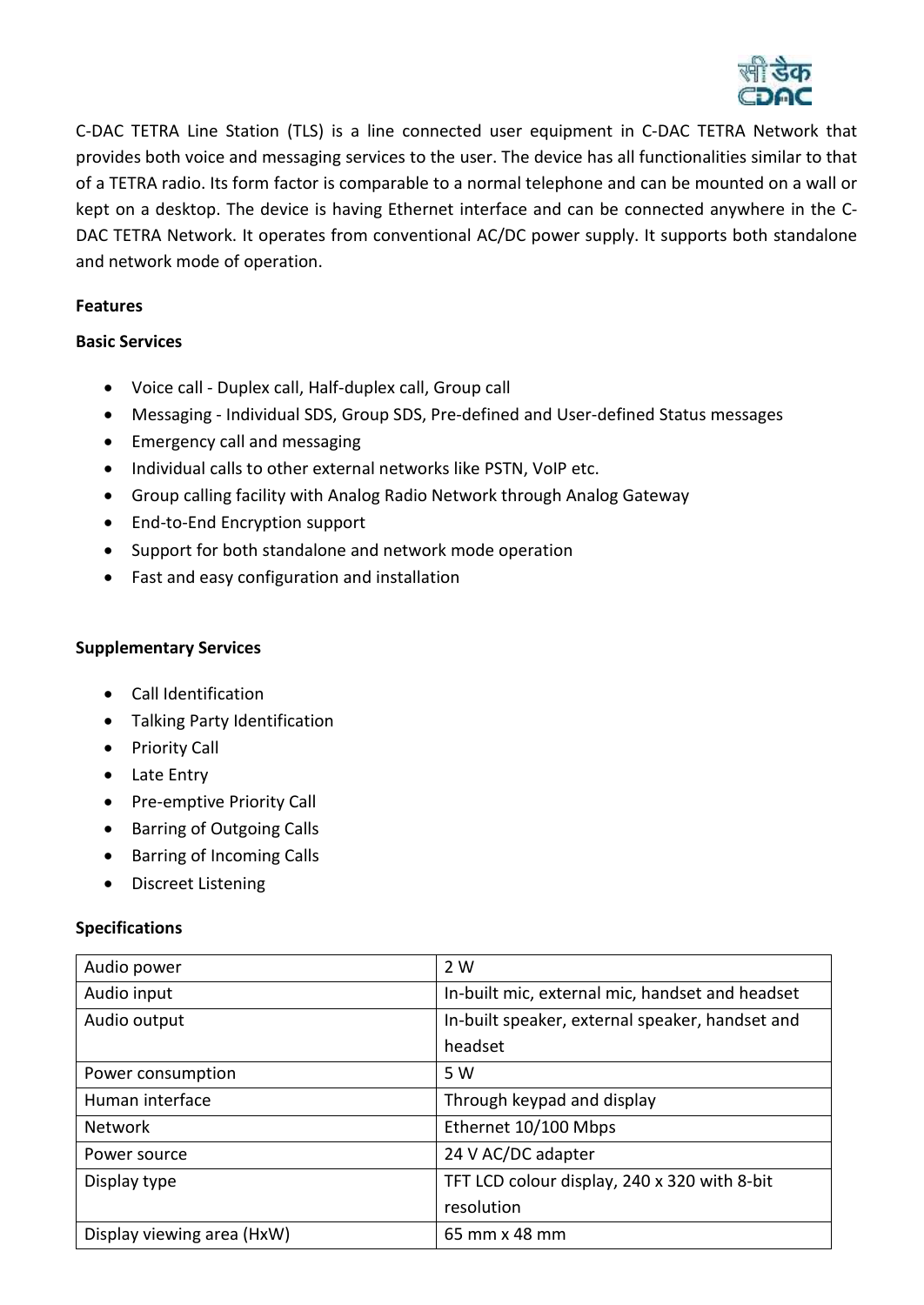C-DAC TETRA Line Station (TLS) is a line connected user equipment in C-DAC TETRA Network that provides both voice and messaging services to the user. The device has all functionalities similar to that of a TETRA radio. Its form factor is comparable to a normal telephone and can be mounted on a wall or kept on a desktop. The device is having Ethernet interface and can be connected anywhere in the C-DAC TETRA Network. It operates from conventional AC/DC power supply. It supports both standalone and network mode of operation.

**Features**

**Basic Services**

- Voice call - Duplex call, Half-duplex call, Group call
- Messaging - Individual SDS, Group SDS, Pre-defined and User-defined Status messages
- Emergency call and messaging
- Individual calls to other external networks like PSTN, VoIP etc.
- Group calling facility with Analog Radio Network through Analog Gateway
- End-to-End Encryption support
- Support for both standalone and network mode operation
- Fast and easy configuration and installation

**Supplementary Services**

- Call Identification
- Talking Party Identification
- Priority Call
- Late Entry
- Pre-emptive Priority Call
- Barring of Outgoing Calls
- Barring of Incoming Calls
- Discreet Listening

**Specifications**

| | |
|---|---|
| Audio power | 2 W |
| Audio input | In-built mic, external mic, handset and headset |
| Audio output | In-built speaker, external speaker, handset and headset |
| Power consumption | 5 W |
| Human interface | Through keypad and display |
| Network | Ethernet 10/100 Mbps |
| Power source | 24 V AC/DC adapter |
| Display type | TFT LCD colour display, 240 x 320 with 8-bit resolution |
| Display viewing area (HxW) | 65 mm x 48 mm |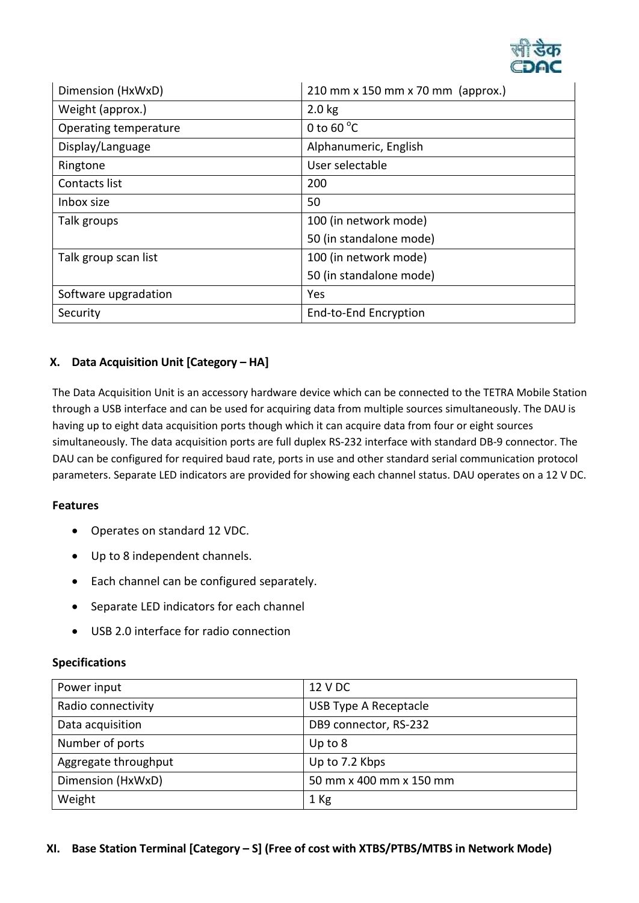| | |
|---|---|
| Dimension (HxWxD) | 210 mm x 150 mm x 70 mm (approx.) |
| Weight (approx.) | 2.0 kg |
| Operating temperature | 0 to 60 $^{o}$C |
| Display/Language | Alphanumeric, English |
| Ringtone | User selectable |
| Contacts list | 200 |
| Inbox size | 50 |
| Talk groups | 100 (in network mode)<br>50 (in standalone mode) |
| Talk group scan list | 100 (in network mode)<br>50 (in standalone mode) |
| Software upgradation | Yes |
| Security | End-to-End Encryption |

## X. Data Acquisition Unit [Category – HA]

The Data Acquisition Unit is an accessory hardware device which can be connected to the TETRA Mobile Station through a USB interface and can be used for acquiring data from multiple sources simultaneously. The DAU is having up to eight data acquisition ports though which it can acquire data from four or eight sources simultaneously. The data acquisition ports are full duplex RS-232 interface with standard DB-9 connector. The DAU can be configured for required baud rate, ports in use and other standard serial communication protocol parameters. Separate LED indicators are provided for showing each channel status. DAU operates on a 12 V DC.

**Features**

- Operates on standard 12 VDC.
- Up to 8 independent channels.
- Each channel can be configured separately.
- Separate LED indicators for each channel
- USB 2.0 interface for radio connection

**Specifications**

| | |
|---|---|
| Power input | 12 V DC |
| Radio connectivity | USB Type A Receptacle |
| Data acquisition | DB9 connector, RS-232 |
| Number of ports | Up to 8 |
| Aggregate throughput | Up to 7.2 Kbps |
| Dimension (HxWxD) | 50 mm x 400 mm x 150 mm |
| Weight | 1 Kg |

## XI. Base Station Terminal [Category – S] (Free of cost with XTBS/PTBS/MTBS in Network Mode)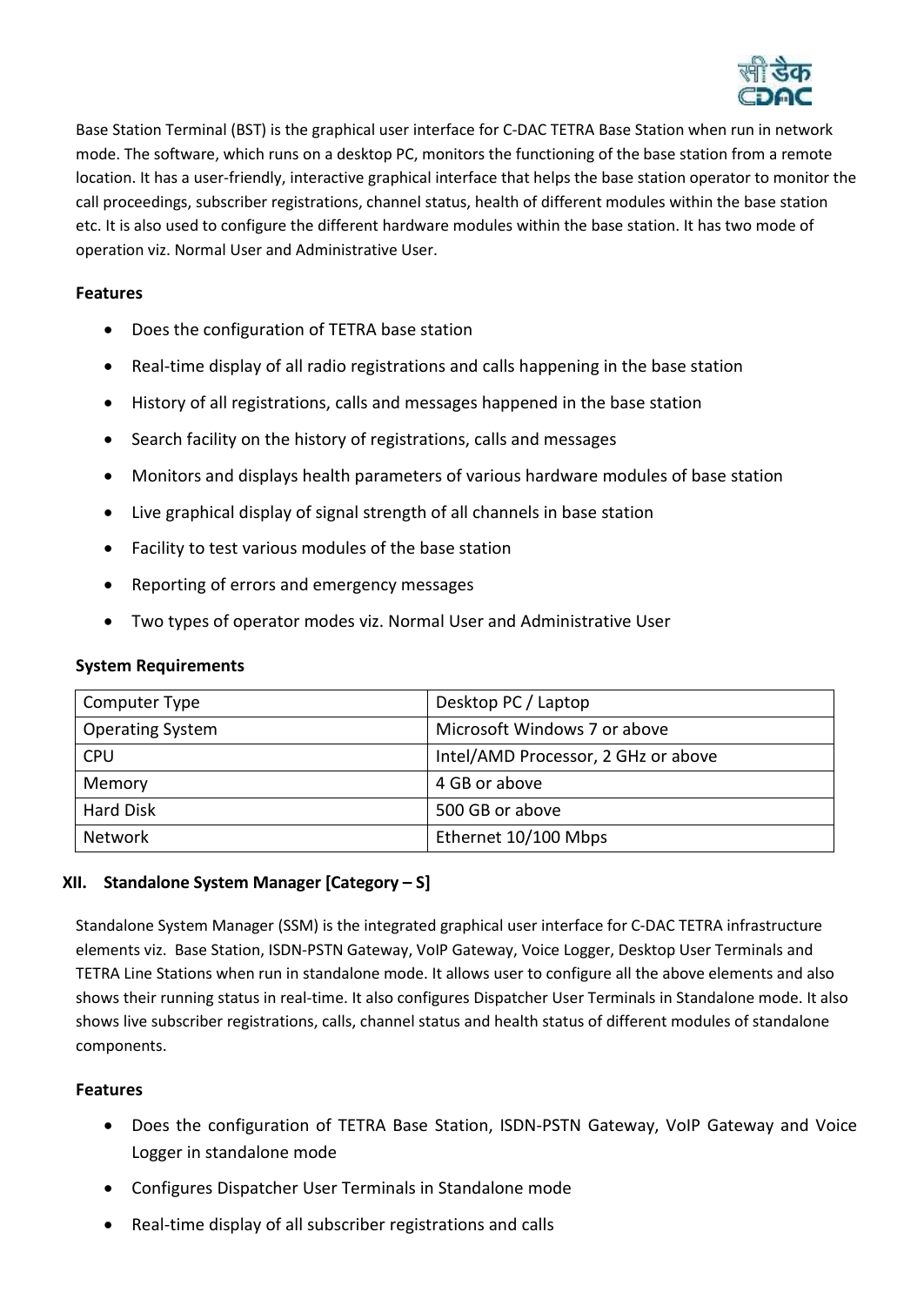Base Station Terminal (BST) is the graphical user interface for C-DAC TETRA Base Station when run in network mode. The software, which runs on a desktop PC, monitors the functioning of the base station from a remote location. It has a user-friendly, interactive graphical interface that helps the base station operator to monitor the call proceedings, subscriber registrations, channel status, health of different modules within the base station etc. It is also used to configure the different hardware modules within the base station. It has two mode of operation viz. Normal User and Administrative User.

**Features**

- Does the configuration of TETRA base station
- Real-time display of all radio registrations and calls happening in the base station
- History of all registrations, calls and messages happened in the base station
- Search facility on the history of registrations, calls and messages
- Monitors and displays health parameters of various hardware modules of base station
- Live graphical display of signal strength of all channels in base station
- Facility to test various modules of the base station
- Reporting of errors and emergency messages
- Two types of operator modes viz. Normal User and Administrative User

**System Requirements**

| Computer Type | Desktop PC / Laptop |
|---|---|
| Operating System | Microsoft Windows 7 or above |
| CPU | Intel/AMD Processor, 2 GHz or above |
| Memory | 4 GB or above |
| Hard Disk | 500 GB or above |
| Network | Ethernet 10/100 Mbps |

## XII. Standalone System Manager [Category – S]

Standalone System Manager (SSM) is the integrated graphical user interface for C-DAC TETRA infrastructure elements viz. Base Station, ISDN-PSTN Gateway, VoIP Gateway, Voice Logger, Desktop User Terminals and TETRA Line Stations when run in standalone mode. It allows user to configure all the above elements and also shows their running status in real-time. It also configures Dispatcher User Terminals in Standalone mode. It also shows live subscriber registrations, calls, channel status and health status of different modules of standalone components.

**Features**

- Does the configuration of TETRA Base Station, ISDN-PSTN Gateway, VoIP Gateway and Voice Logger in standalone mode
- Configures Dispatcher User Terminals in Standalone mode
- Real-time display of all subscriber registrations and calls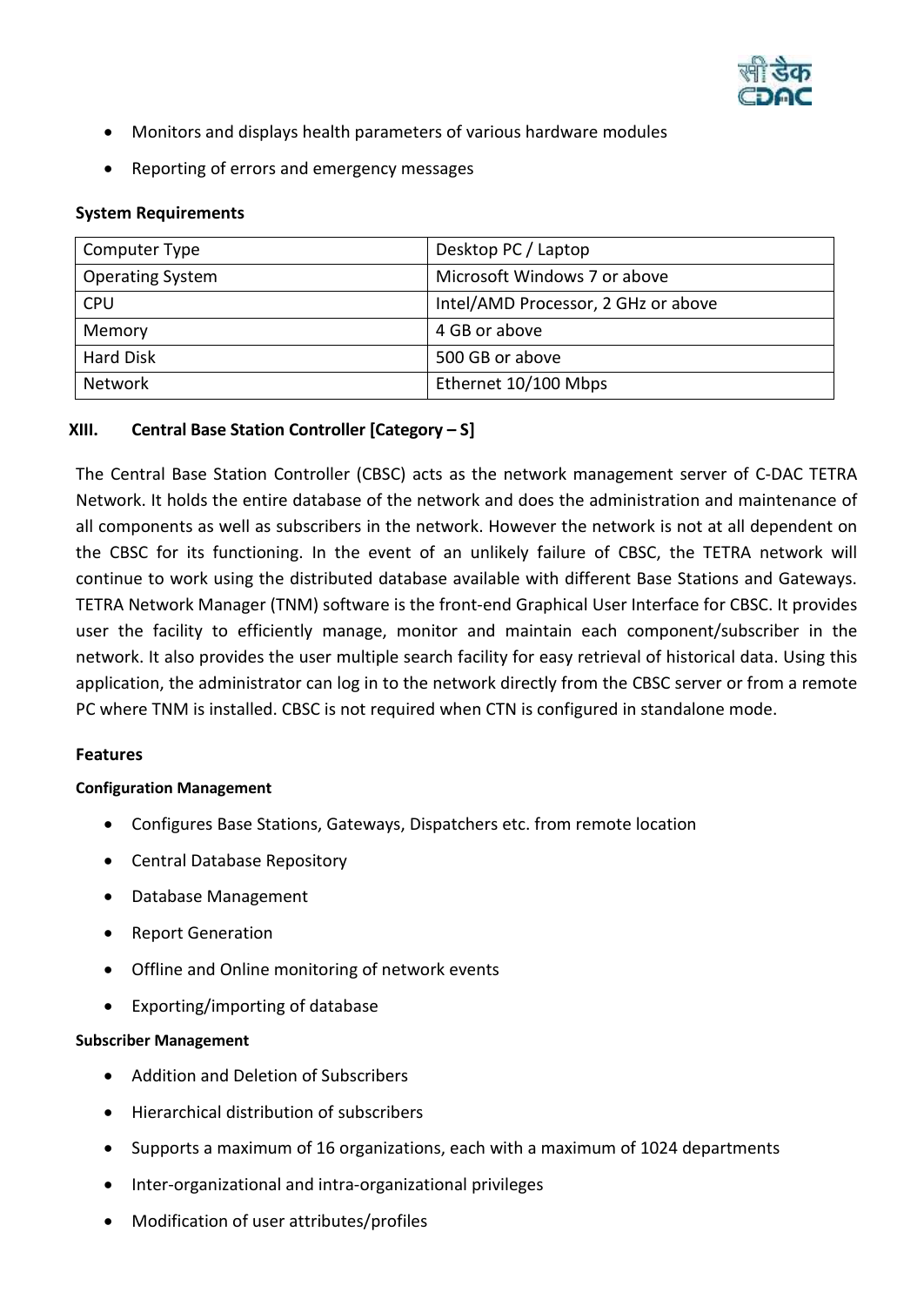- Monitors and displays health parameters of various hardware modules
- Reporting of errors and emergency messages

**System Requirements**

| Computer Type | Desktop PC / Laptop |
|---|---|
| Operating System | Microsoft Windows 7 or above |
| CPU | Intel/AMD Processor, 2 GHz or above |
| Memory | 4 GB or above |
| Hard Disk | 500 GB or above |
| Network | Ethernet 10/100 Mbps |

### XIII. Central Base Station Controller [Category – S]

The Central Base Station Controller (CBSC) acts as the network management server of C-DAC TETRA Network. It holds the entire database of the network and does the administration and maintenance of all components as well as subscribers in the network. However the network is not at all dependent on the CBSC for its functioning. In the event of an unlikely failure of CBSC, the TETRA network will continue to work using the distributed database available with different Base Stations and Gateways. TETRA Network Manager (TNM) software is the front-end Graphical User Interface for CBSC. It provides user the facility to efficiently manage, monitor and maintain each component/subscriber in the network. It also provides the user multiple search facility for easy retrieval of historical data. Using this application, the administrator can log in to the network directly from the CBSC server or from a remote PC where TNM is installed. CBSC is not required when CTN is configured in standalone mode.

**Features**

**Configuration Management**

- Configures Base Stations, Gateways, Dispatchers etc. from remote location
- Central Database Repository
- Database Management
- Report Generation
- Offline and Online monitoring of network events
- Exporting/importing of database

**Subscriber Management**

- Addition and Deletion of Subscribers
- Hierarchical distribution of subscribers
- Supports a maximum of 16 organizations, each with a maximum of 1024 departments
- Inter-organizational and intra-organizational privileges
- Modification of user attributes/profiles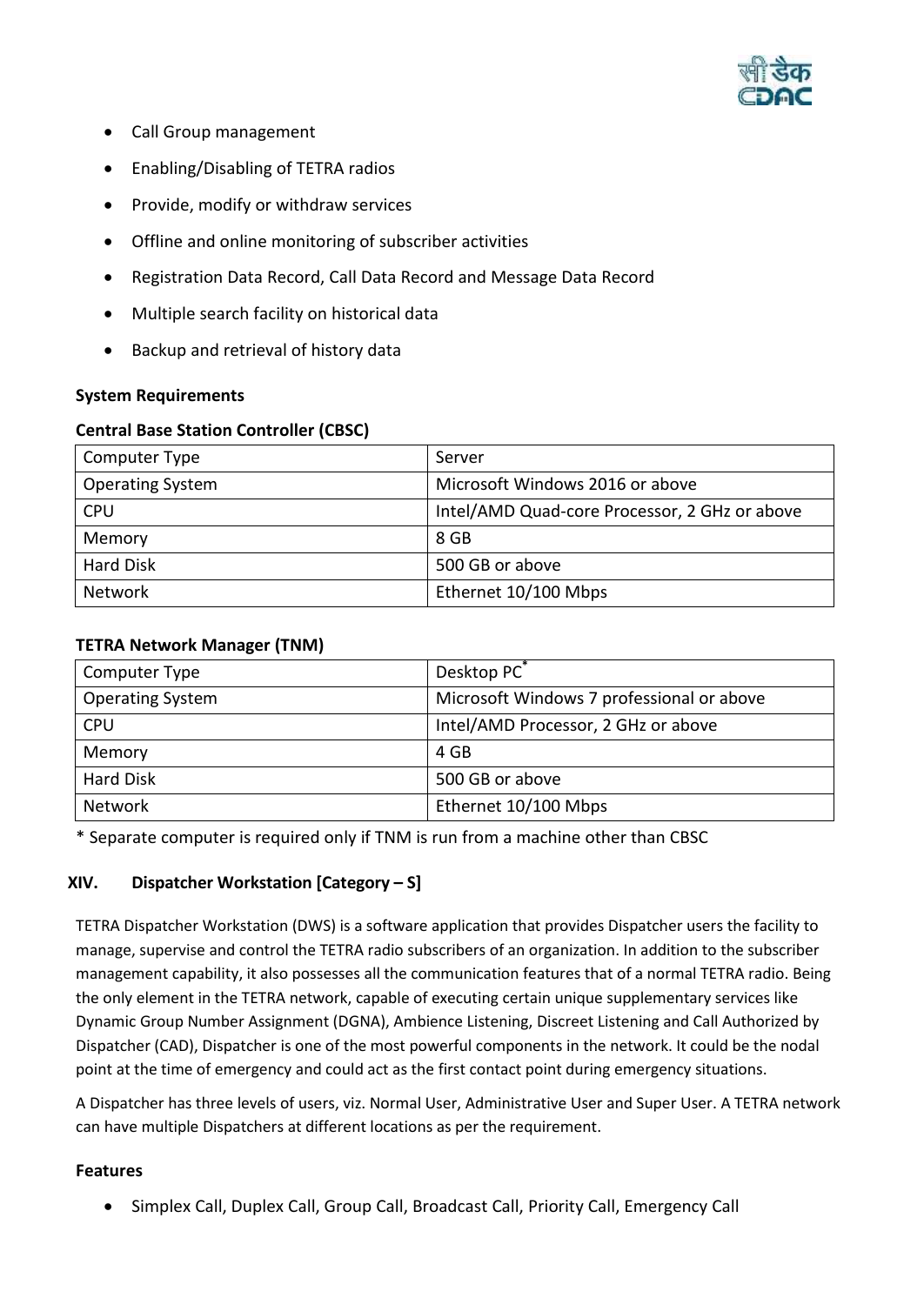- Call Group management
- Enabling/Disabling of TETRA radios
- Provide, modify or withdraw services
- Offline and online monitoring of subscriber activities
- Registration Data Record, Call Data Record and Message Data Record
- Multiple search facility on historical data
- Backup and retrieval of history data

**System Requirements**

**Central Base Station Controller (CBSC)**

| Computer Type | Server |
|---|---|
| Operating System | Microsoft Windows 2016 or above |
| CPU | Intel/AMD Quad-core Processor, 2 GHz or above |
| Memory | 8 GB |
| Hard Disk | 500 GB or above |
| Network | Ethernet 10/100 Mbps |

**TETRA Network Manager (TNM)**

| Computer Type | Desktop PC* |
|---|---|
| Operating System | Microsoft Windows 7 professional or above |
| CPU | Intel/AMD Processor, 2 GHz or above |
| Memory | 4 GB |
| Hard Disk | 500 GB or above |
| Network | Ethernet 10/100 Mbps |

* Separate computer is required only if TNM is run from a machine other than CBSC

## XIV. Dispatcher Workstation [Category – S]

TETRA Dispatcher Workstation (DWS) is a software application that provides Dispatcher users the facility to manage, supervise and control the TETRA radio subscribers of an organization. In addition to the subscriber management capability, it also possesses all the communication features that of a normal TETRA radio. Being the only element in the TETRA network, capable of executing certain unique supplementary services like Dynamic Group Number Assignment (DGNA), Ambience Listening, Discreet Listening and Call Authorized by Dispatcher (CAD), Dispatcher is one of the most powerful components in the network. It could be the nodal point at the time of emergency and could act as the first contact point during emergency situations.

A Dispatcher has three levels of users, viz. Normal User, Administrative User and Super User. A TETRA network can have multiple Dispatchers at different locations as per the requirement.

**Features**

- Simplex Call, Duplex Call, Group Call, Broadcast Call, Priority Call, Emergency Call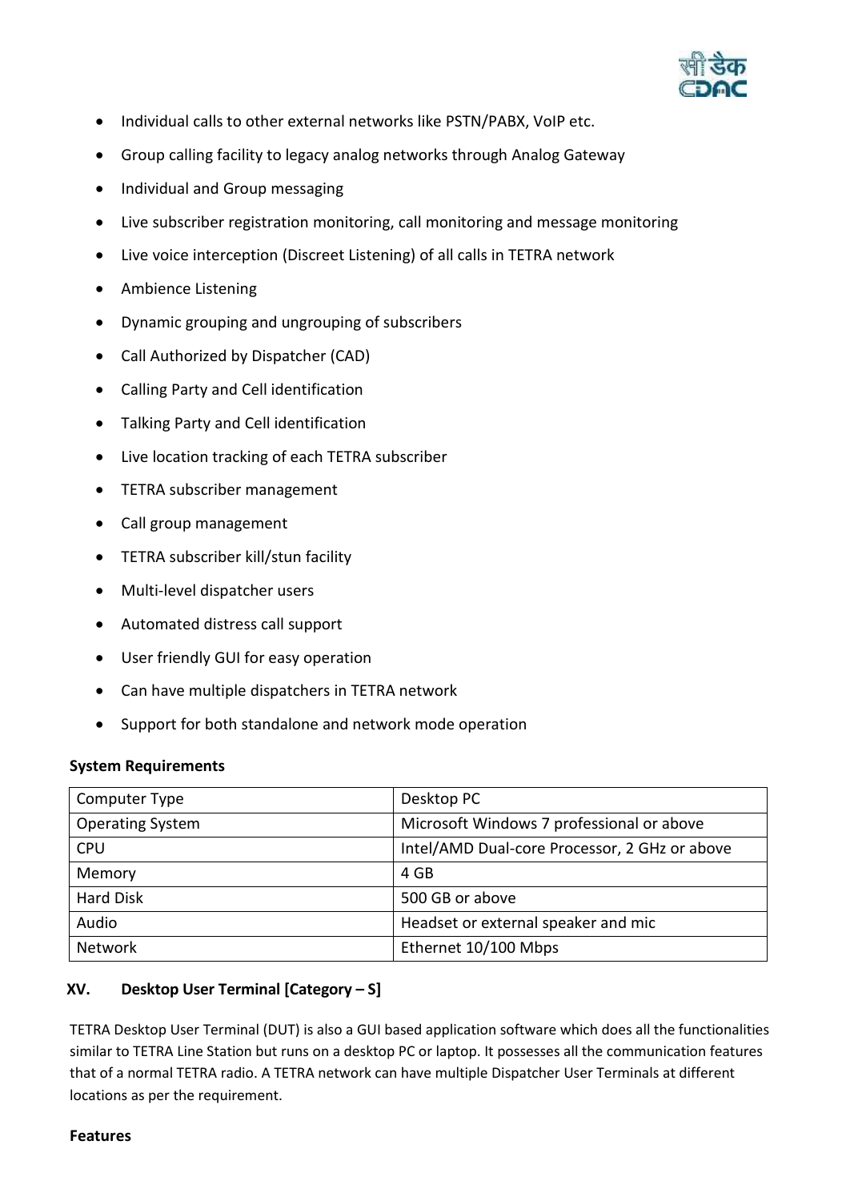- Individual calls to other external networks like PSTN/PABX, VoIP etc.
- Group calling facility to legacy analog networks through Analog Gateway
- Individual and Group messaging
- Live subscriber registration monitoring, call monitoring and message monitoring
- Live voice interception (Discreet Listening) of all calls in TETRA network
- Ambience Listening
- Dynamic grouping and ungrouping of subscribers
- Call Authorized by Dispatcher (CAD)
- Calling Party and Cell identification
- Talking Party and Cell identification
- Live location tracking of each TETRA subscriber
- TETRA subscriber management
- Call group management
- TETRA subscriber kill/stun facility
- Multi-level dispatcher users
- Automated distress call support
- User friendly GUI for easy operation
- Can have multiple dispatchers in TETRA network
- Support for both standalone and network mode operation

**System Requirements**

| Computer Type | Desktop PC |
|---|---|
| Operating System | Microsoft Windows 7 professional or above |
| CPU | Intel/AMD Dual-core Processor, 2 GHz or above |
| Memory | 4 GB |
| Hard Disk | 500 GB or above |
| Audio | Headset or external speaker and mic |
| Network | Ethernet 10/100 Mbps |

### XV. Desktop User Terminal [Category – S]

TETRA Desktop User Terminal (DUT) is also a GUI based application software which does all the functionalities similar to TETRA Line Station but runs on a desktop PC or laptop. It possesses all the communication features that of a normal TETRA radio. A TETRA network can have multiple Dispatcher User Terminals at different locations as per the requirement.

**Features**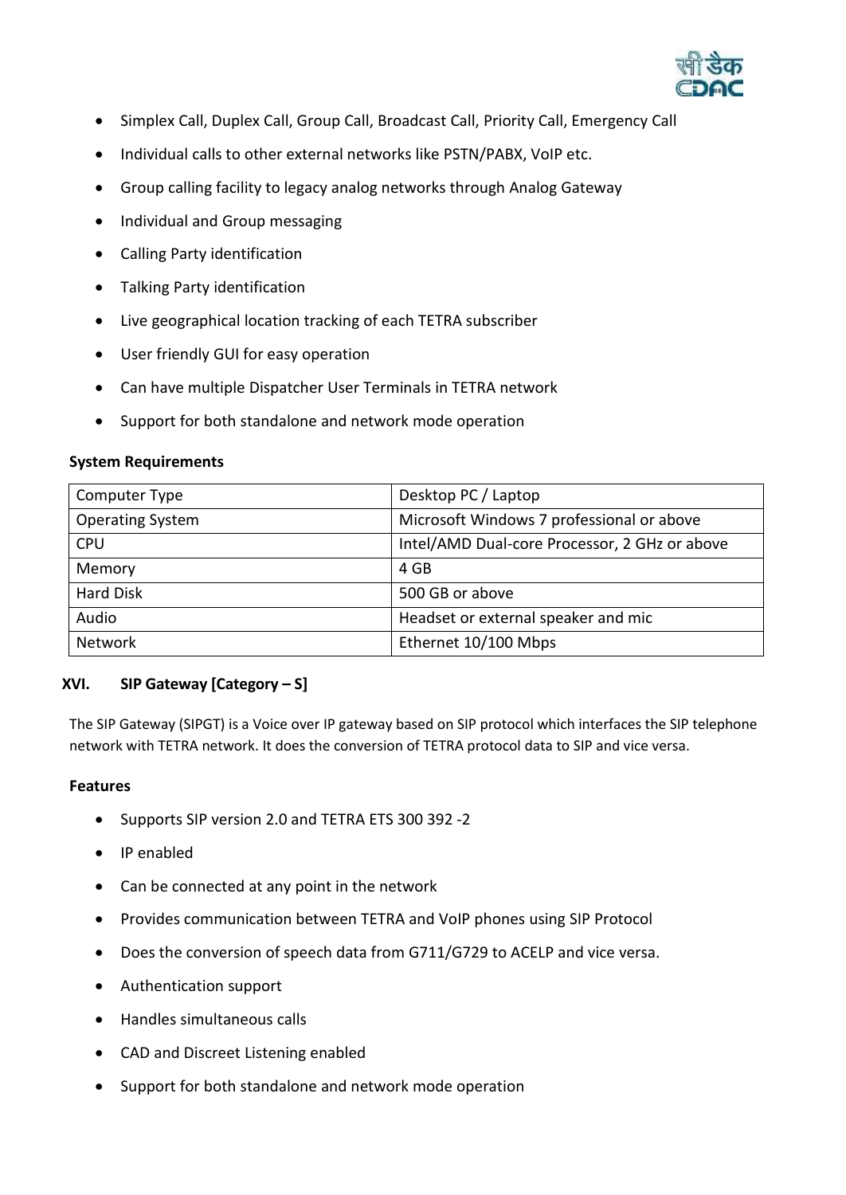- Simplex Call, Duplex Call, Group Call, Broadcast Call, Priority Call, Emergency Call
- Individual calls to other external networks like PSTN/PABX, VoIP etc.
- Group calling facility to legacy analog networks through Analog Gateway
- Individual and Group messaging
- Calling Party identification
- Talking Party identification
- Live geographical location tracking of each TETRA subscriber
- User friendly GUI for easy operation
- Can have multiple Dispatcher User Terminals in TETRA network
- Support for both standalone and network mode operation

**System Requirements**

| Computer Type | Desktop PC / Laptop |
|---|---|
| Operating System | Microsoft Windows 7 professional or above |
| CPU | Intel/AMD Dual-core Processor, 2 GHz or above |
| Memory | 4 GB |
| Hard Disk | 500 GB or above |
| Audio | Headset or external speaker and mic |
| Network | Ethernet 10/100 Mbps |

## XVI. SIP Gateway [Category – S]

The SIP Gateway (SIPGT) is a Voice over IP gateway based on SIP protocol which interfaces the SIP telephone network with TETRA network. It does the conversion of TETRA protocol data to SIP and vice versa.

**Features**

- Supports SIP version 2.0 and TETRA ETS 300 392 -2
- IP enabled
- Can be connected at any point in the network
- Provides communication between TETRA and VoIP phones using SIP Protocol
- Does the conversion of speech data from G711/G729 to ACELP and vice versa.
- Authentication support
- Handles simultaneous calls
- CAD and Discreet Listening enabled
- Support for both standalone and network mode operation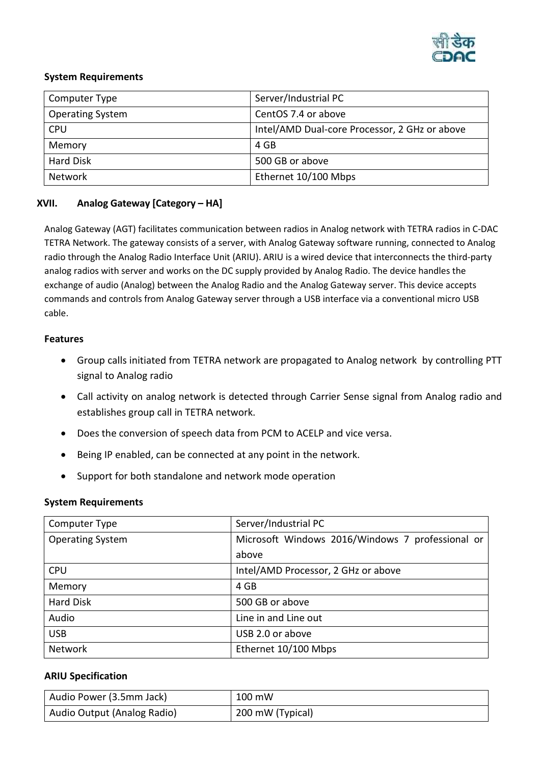**System Requirements**

| Computer Type | Server/Industrial PC |
|---|---|
| Operating System | CentOS 7.4 or above |
| CPU | Intel/AMD Dual-core Processor, 2 GHz or above |
| Memory | 4 GB |
| Hard Disk | 500 GB or above |
| Network | Ethernet 10/100 Mbps |

## XVII. Analog Gateway [Category – HA]

Analog Gateway (AGT) facilitates communication between radios in Analog network with TETRA radios in C-DAC TETRA Network. The gateway consists of a server, with Analog Gateway software running, connected to Analog radio through the Analog Radio Interface Unit (ARIU). ARIU is a wired device that interconnects the third-party analog radios with server and works on the DC supply provided by Analog Radio. The device handles the exchange of audio (Analog) between the Analog Radio and the Analog Gateway server. This device accepts commands and controls from Analog Gateway server through a USB interface via a conventional micro USB cable.

**Features**

- Group calls initiated from TETRA network are propagated to Analog network by controlling PTT signal to Analog radio
- Call activity on analog network is detected through Carrier Sense signal from Analog radio and establishes group call in TETRA network.
- Does the conversion of speech data from PCM to ACELP and vice versa.
- Being IP enabled, can be connected at any point in the network.
- Support for both standalone and network mode operation

**System Requirements**

| Computer Type | Server/Industrial PC |
|---|---|
| Operating System | Microsoft Windows 2016/Windows 7 professional or above |
| CPU | Intel/AMD Processor, 2 GHz or above |
| Memory | 4 GB |
| Hard Disk | 500 GB or above |
| Audio | Line in and Line out |
| USB | USB 2.0 or above |
| Network | Ethernet 10/100 Mbps |

**ARIU Specification**

| Audio Power (3.5mm Jack) | 100 mW |
|---|---|
| Audio Output (Analog Radio) | 200 mW (Typical) |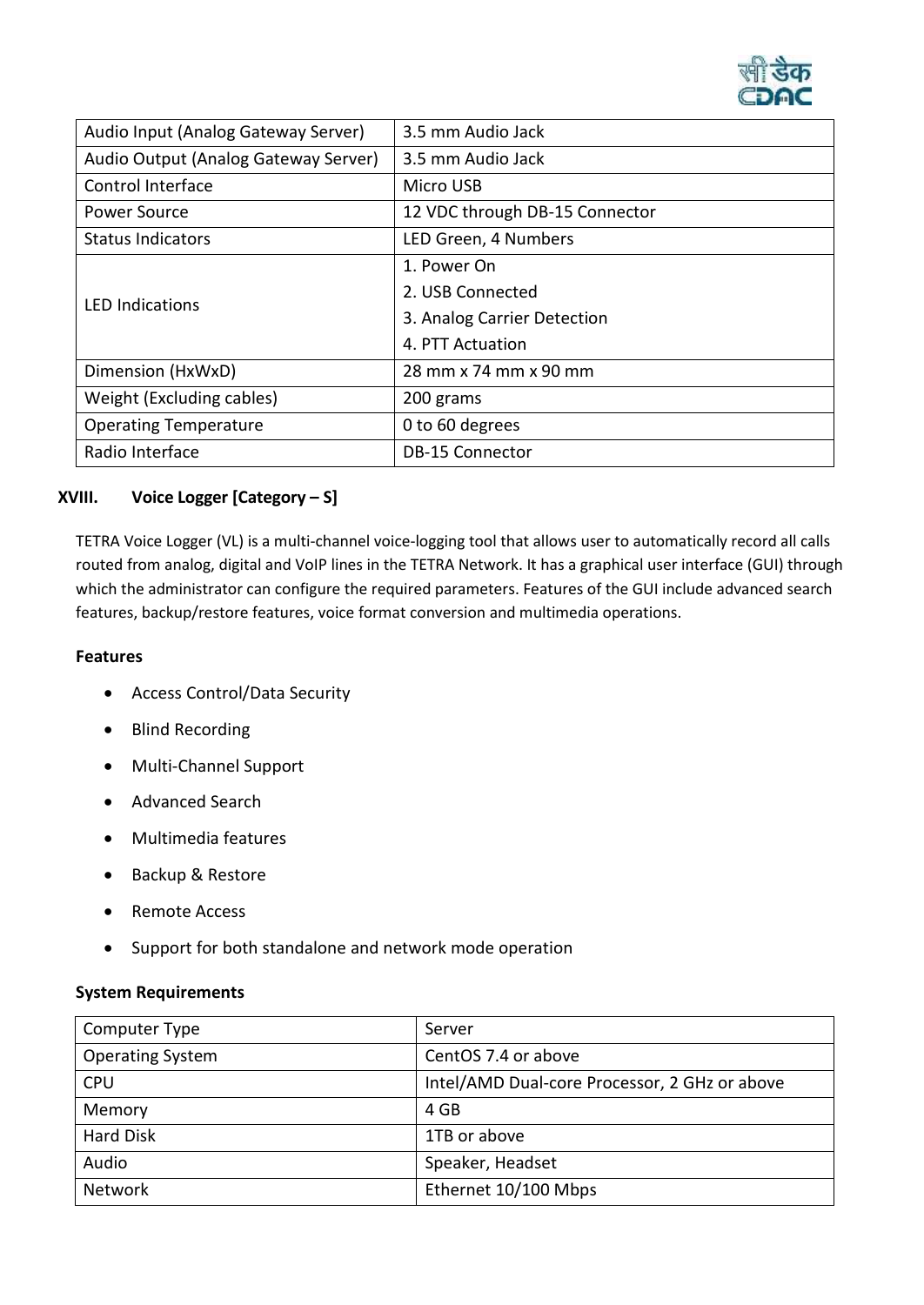| Audio Input (Analog Gateway Server) | 3.5 mm Audio Jack |
| --- | --- |
| Audio Output (Analog Gateway Server) | 3.5 mm Audio Jack |
| Control Interface | Micro USB |
| Power Source | 12 VDC through DB-15 Connector |
| Status Indicators | LED Green, 4 Numbers |
| LED Indications | 1. Power On<br>2. USB Connected<br>3. Analog Carrier Detection<br>4. PTT Actuation |
| Dimension (HxWxD) | 28 mm x 74 mm x 90 mm |
| Weight (Excluding cables) | 200 grams |
| Operating Temperature | 0 to 60 degrees |
| Radio Interface | DB-15 Connector |

## XVIII. Voice Logger [Category – S]

TETRA Voice Logger (VL) is a multi-channel voice-logging tool that allows user to automatically record all calls routed from analog, digital and VoIP lines in the TETRA Network. It has a graphical user interface (GUI) through which the administrator can configure the required parameters. Features of the GUI include advanced search features, backup/restore features, voice format conversion and multimedia operations.

**Features**

- Access Control/Data Security
- Blind Recording
- Multi-Channel Support
- Advanced Search
- Multimedia features
- Backup & Restore
- Remote Access
- Support for both standalone and network mode operation

**System Requirements**

| Computer Type | Server |
| --- | --- |
| Operating System | CentOS 7.4 or above |
| CPU | Intel/AMD Dual-core Processor, 2 GHz or above |
| Memory | 4 GB |
| Hard Disk | 1TB or above |
| Audio | Speaker, Headset |
| Network | Ethernet 10/100 Mbps |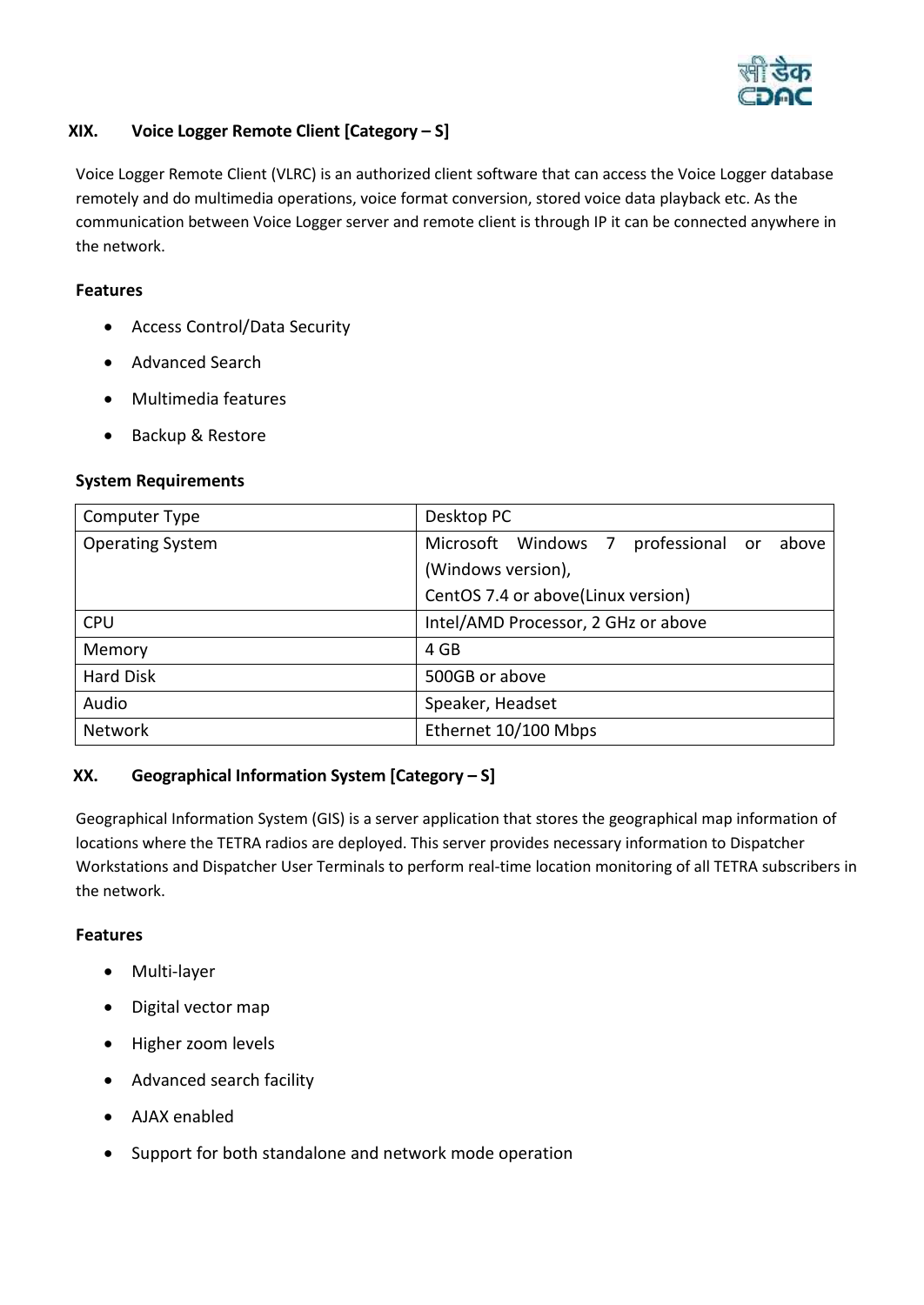## XIX. Voice Logger Remote Client [Category – S]

Voice Logger Remote Client (VLRC) is an authorized client software that can access the Voice Logger database remotely and do multimedia operations, voice format conversion, stored voice data playback etc. As the communication between Voice Logger server and remote client is through IP it can be connected anywhere in the network.

**Features**

- Access Control/Data Security
- Advanced Search
- Multimedia features
- Backup & Restore

**System Requirements**

| Computer Type | Desktop PC |
|---|---|
| Operating System | Microsoft Windows 7 professional or above (Windows version),<br>CentOS 7.4 or above(Linux version) |
| CPU | Intel/AMD Processor, 2 GHz or above |
| Memory | 4 GB |
| Hard Disk | 500GB or above |
| Audio | Speaker, Headset |
| Network | Ethernet 10/100 Mbps |

## XX. Geographical Information System [Category – S]

Geographical Information System (GIS) is a server application that stores the geographical map information of locations where the TETRA radios are deployed. This server provides necessary information to Dispatcher Workstations and Dispatcher User Terminals to perform real-time location monitoring of all TETRA subscribers in the network.

**Features**

- Multi-layer
- Digital vector map
- Higher zoom levels
- Advanced search facility
- AJAX enabled
- Support for both standalone and network mode operation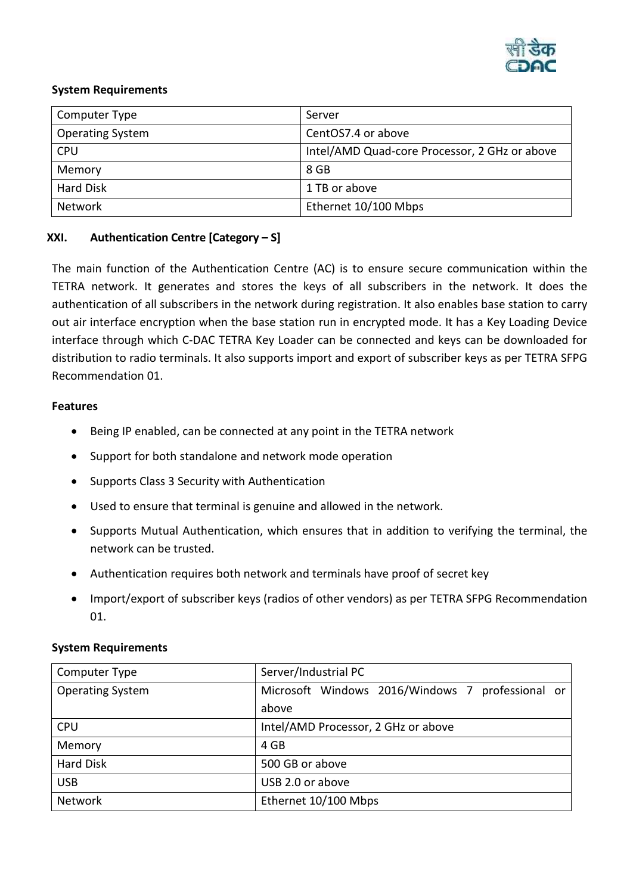**System Requirements**

| Computer Type | Server |
|---|---|
| Operating System | CentOS7.4 or above |
| CPU | Intel/AMD Quad-core Processor, 2 GHz or above |
| Memory | 8 GB |
| Hard Disk | 1 TB or above |
| Network | Ethernet 10/100 Mbps |

### XXI. Authentication Centre [Category – S]

The main function of the Authentication Centre (AC) is to ensure secure communication within the TETRA network. It generates and stores the keys of all subscribers in the network. It does the authentication of all subscribers in the network during registration. It also enables base station to carry out air interface encryption when the base station run in encrypted mode. It has a Key Loading Device interface through which C-DAC TETRA Key Loader can be connected and keys can be downloaded for distribution to radio terminals. It also supports import and export of subscriber keys as per TETRA SFPG Recommendation 01.

**Features**

- Being IP enabled, can be connected at any point in the TETRA network
- Support for both standalone and network mode operation
- Supports Class 3 Security with Authentication
- Used to ensure that terminal is genuine and allowed in the network.
- Supports Mutual Authentication, which ensures that in addition to verifying the terminal, the network can be trusted.
- Authentication requires both network and terminals have proof of secret key
- Import/export of subscriber keys (radios of other vendors) as per TETRA SFPG Recommendation 01.

**System Requirements**

| Computer Type | Server/Industrial PC |
|---|---|
| Operating System | Microsoft Windows 2016/Windows 7 professional or above |
| CPU | Intel/AMD Processor, 2 GHz or above |
| Memory | 4 GB |
| Hard Disk | 500 GB or above |
| USB | USB 2.0 or above |
| Network | Ethernet 10/100 Mbps |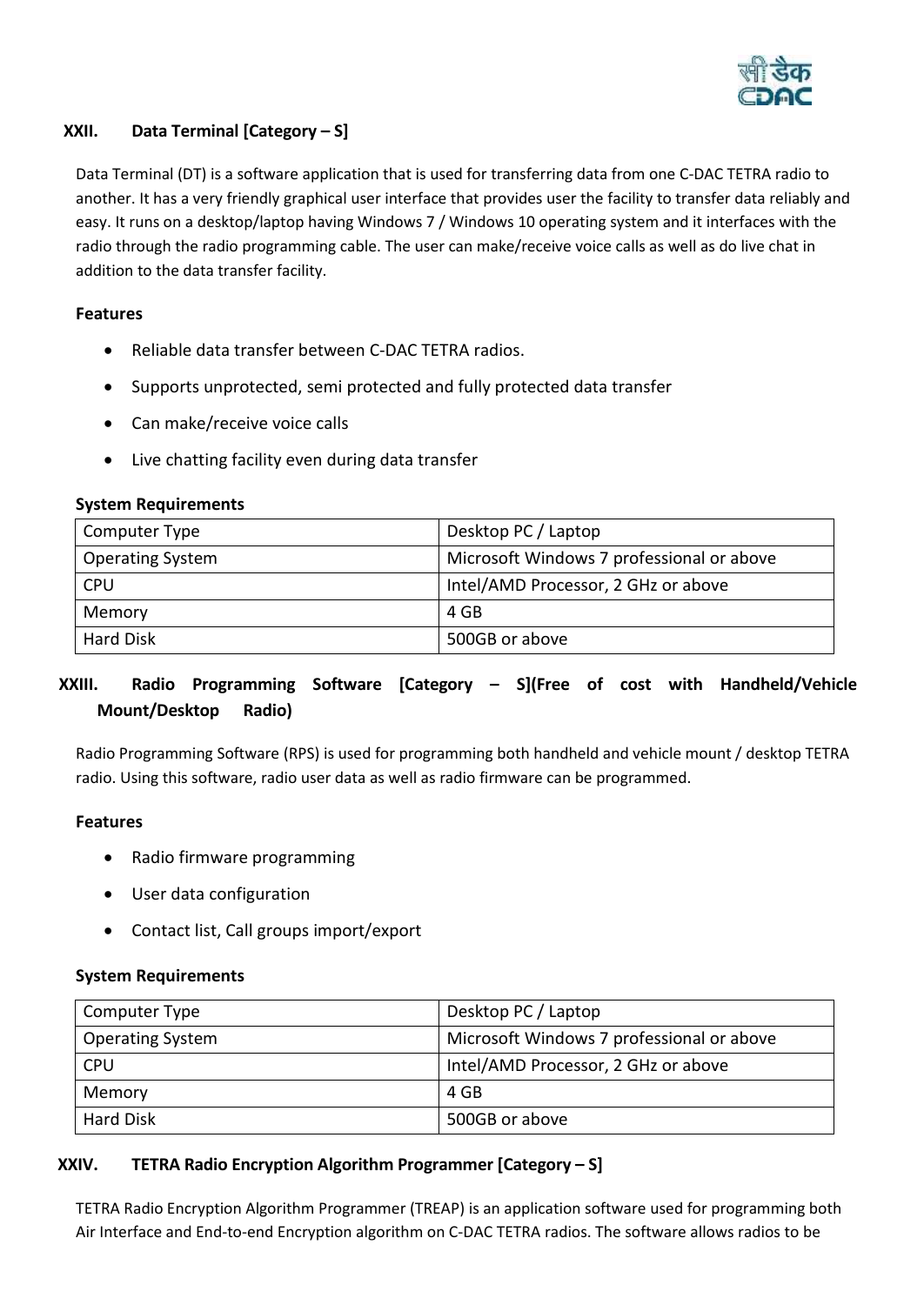## XXII. Data Terminal [Category – S]

Data Terminal (DT) is a software application that is used for transferring data from one C-DAC TETRA radio to another. It has a very friendly graphical user interface that provides user the facility to transfer data reliably and easy. It runs on a desktop/laptop having Windows 7 / Windows 10 operating system and it interfaces with the radio through the radio programming cable. The user can make/receive voice calls as well as do live chat in addition to the data transfer facility.

**Features**

- Reliable data transfer between C-DAC TETRA radios.
- Supports unprotected, semi protected and fully protected data transfer
- Can make/receive voice calls
- Live chatting facility even during data transfer

**System Requirements**

| Computer Type | Desktop PC / Laptop |
|---|---|
| Operating System | Microsoft Windows 7 professional or above |
| CPU | Intel/AMD Processor, 2 GHz or above |
| Memory | 4 GB |
| Hard Disk | 500GB or above |

## XXIII. Radio Programming Software [Category – S](Free of cost with Handheld/Vehicle Mount/Desktop Radio)

Radio Programming Software (RPS) is used for programming both handheld and vehicle mount / desktop TETRA radio. Using this software, radio user data as well as radio firmware can be programmed.

**Features**

- Radio firmware programming
- User data configuration
- Contact list, Call groups import/export

**System Requirements**

| Computer Type | Desktop PC / Laptop |
|---|---|
| Operating System | Microsoft Windows 7 professional or above |
| CPU | Intel/AMD Processor, 2 GHz or above |
| Memory | 4 GB |
| Hard Disk | 500GB or above |

## XXIV. TETRA Radio Encryption Algorithm Programmer [Category – S]

TETRA Radio Encryption Algorithm Programmer (TREAP) is an application software used for programming both Air Interface and End-to-end Encryption algorithm on C-DAC TETRA radios. The software allows radios to be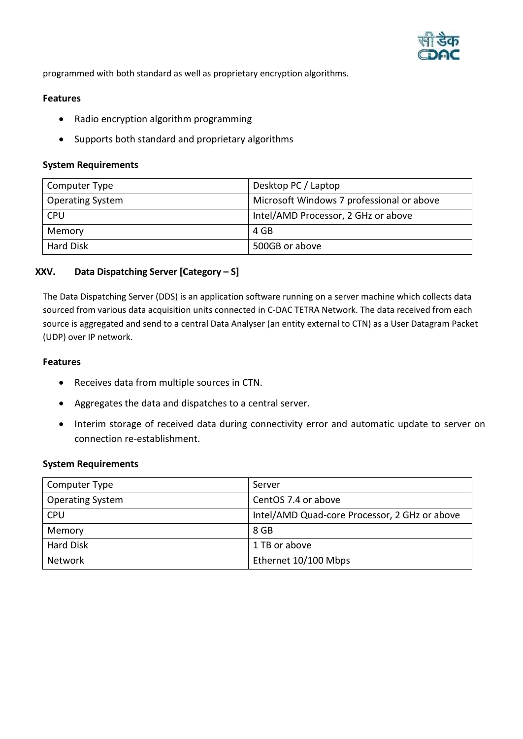programmed with both standard as well as proprietary encryption algorithms.

**Features**

- Radio encryption algorithm programming
- Supports both standard and proprietary algorithms

**System Requirements**

| Computer Type | Desktop PC / Laptop |
|---|---|
| Operating System | Microsoft Windows 7 professional or above |
| CPU | Intel/AMD Processor, 2 GHz or above |
| Memory | 4 GB |
| Hard Disk | 500GB or above |

### XXV. Data Dispatching Server [Category – S]

The Data Dispatching Server (DDS) is an application software running on a server machine which collects data sourced from various data acquisition units connected in C-DAC TETRA Network. The data received from each source is aggregated and send to a central Data Analyser (an entity external to CTN) as a User Datagram Packet (UDP) over IP network.

**Features**

- Receives data from multiple sources in CTN.
- Aggregates the data and dispatches to a central server.
- Interim storage of received data during connectivity error and automatic update to server on connection re-establishment.

**System Requirements**

| Computer Type | Server |
|---|---|
| Operating System | CentOS 7.4 or above |
| CPU | Intel/AMD Quad-core Processor, 2 GHz or above |
| Memory | 8 GB |
| Hard Disk | 1 TB or above |
| Network | Ethernet 10/100 Mbps |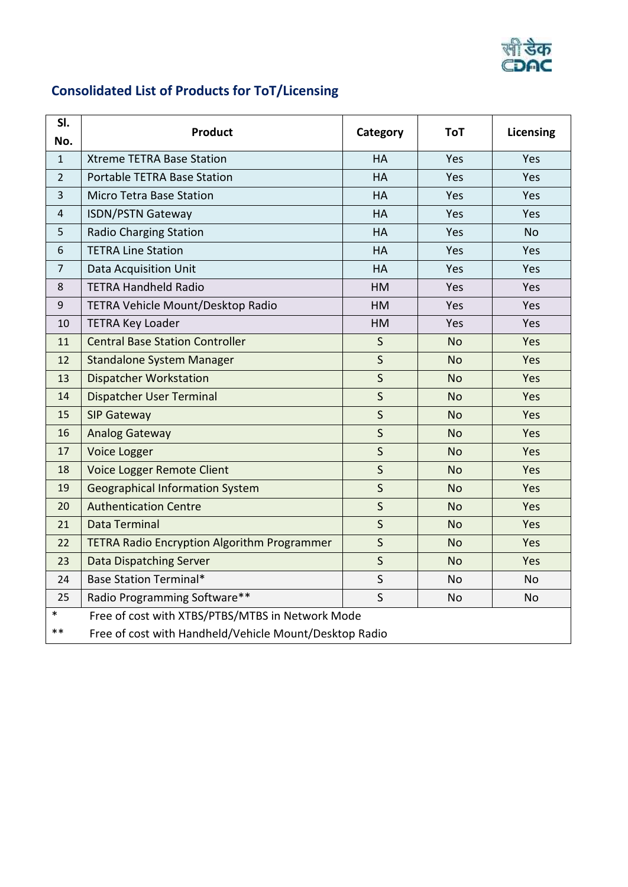## Consolidated List of Products for ToT/Licensing

| Sl. No. | Product | Category | ToT | Licensing |
|---|---|---|---|---|
| 1 | Xtreme TETRA Base Station | HA | Yes | Yes |
| 2 | Portable TETRA Base Station | HA | Yes | Yes |
| 3 | Micro Tetra Base Station | HA | Yes | Yes |
| 4 | ISDN/PSTN Gateway | HA | Yes | Yes |
| 5 | Radio Charging Station | HA | Yes | No |
| 6 | TETRA Line Station | HA | Yes | Yes |
| 7 | Data Acquisition Unit | HA | Yes | Yes |
| 8 | TETRA Handheld Radio | HM | Yes | Yes |
| 9 | TETRA Vehicle Mount/Desktop Radio | HM | Yes | Yes |
| 10 | TETRA Key Loader | HM | Yes | Yes |
| 11 | Central Base Station Controller | S | No | Yes |
| 12 | Standalone System Manager | S | No | Yes |
| 13 | Dispatcher Workstation | S | No | Yes |
| 14 | Dispatcher User Terminal | S | No | Yes |
| 15 | SIP Gateway | S | No | Yes |
| 16 | Analog Gateway | S | No | Yes |
| 17 | Voice Logger | S | No | Yes |
| 18 | Voice Logger Remote Client | S | No | Yes |
| 19 | Geographical Information System | S | No | Yes |
| 20 | Authentication Centre | S | No | Yes |
| 21 | Data Terminal | S | No | Yes |
| 22 | TETRA Radio Encryption Algorithm Programmer | S | No | Yes |
| 23 | Data Dispatching Server | S | No | Yes |
| 24 | Base Station Terminal* | S | No | No |
| 25 | Radio Programming Software** | S | No | No |
| * | Free of cost with XTBS/PTBS/MTBS in Network Mode | | | |
| ** | Free of cost with Handheld/Vehicle Mount/Desktop Radio | | | |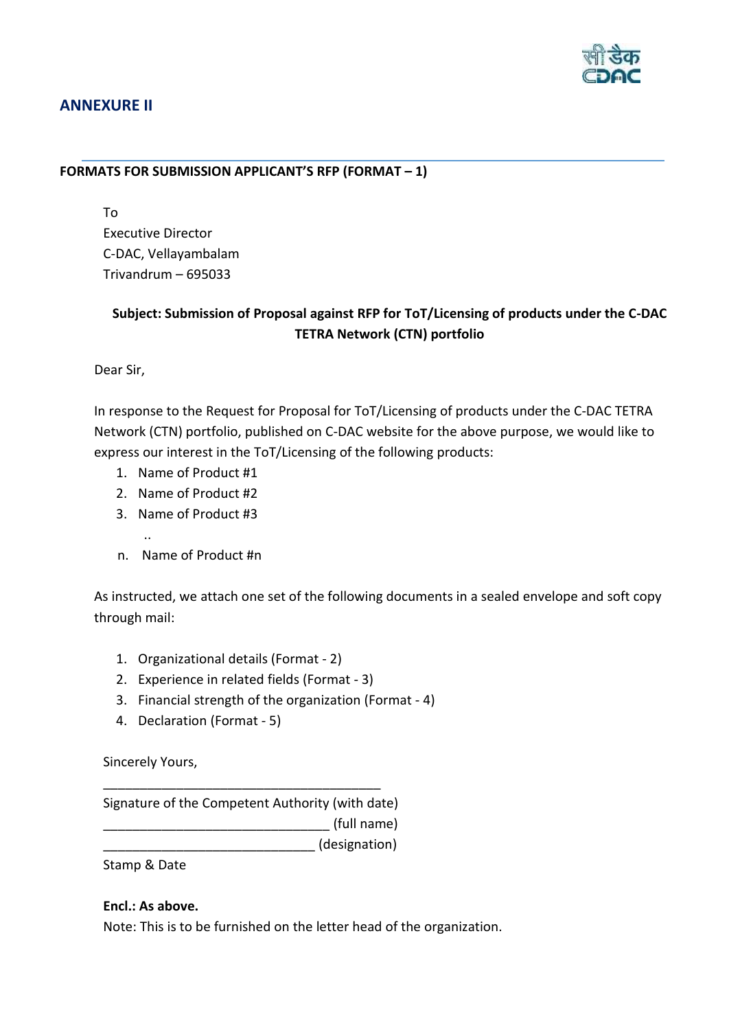## ANNEXURE II

### FORMATS FOR SUBMISSION APPLICANT'S RFP (FORMAT – 1)

To
Executive Director
C-DAC, Vellayambalam
Trivandrum – 695033

**Subject: Submission of Proposal against RFP for ToT/Licensing of products under the C-DAC TETRA Network (CTN) portfolio**

Dear Sir,

In response to the Request for Proposal for ToT/Licensing of products under the C-DAC TETRA Network (CTN) portfolio, published on C-DAC website for the above purpose, we would like to express our interest in the ToT/Licensing of the following products:

1. Name of Product #1
2. Name of Product #2
3. Name of Product #3

   ..

n. Name of Product #n

As instructed, we attach one set of the following documents in a sealed envelope and soft copy through mail:

1. Organizational details (Format - 2)
2. Experience in related fields (Format - 3)
3. Financial strength of the organization (Format - 4)
4. Declaration (Format - 5)

Sincerely Yours,

_______________________________________

Signature of the Competent Authority (with date)

________________________________ (full name)

______________________________ (designation)

Stamp & Date

**Encl.: As above.**

Note: This is to be furnished on the letter head of the organization.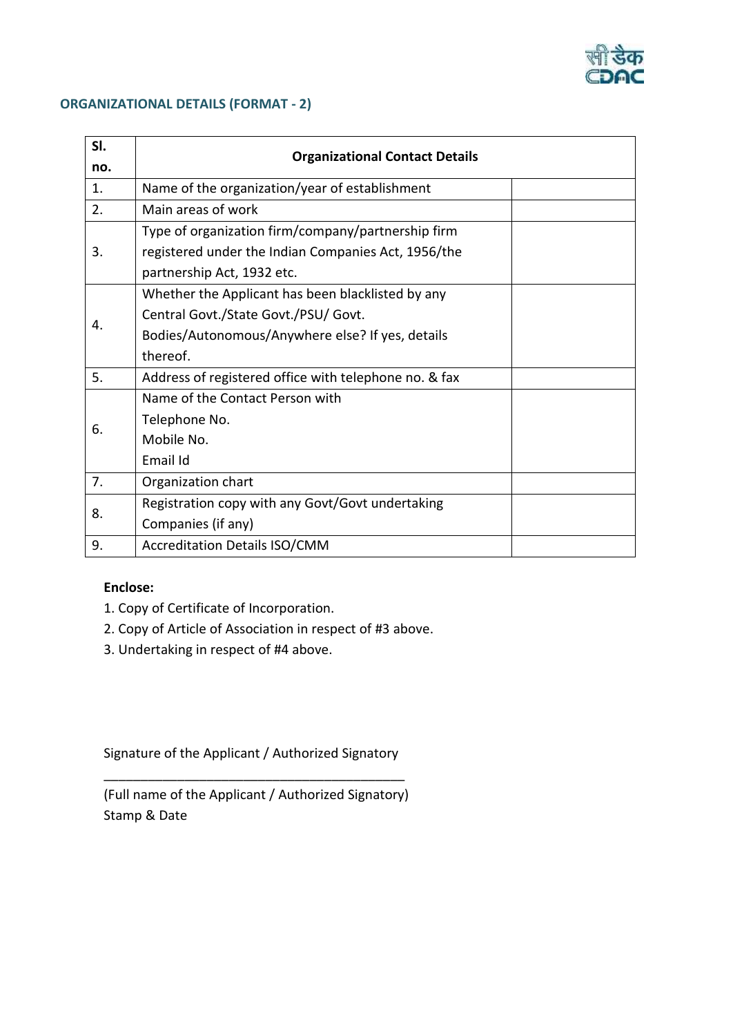## ORGANIZATIONAL DETAILS (FORMAT - 2)

| Sl. no. | Organizational Contact Details | |
|---|---|---|
| 1. | Name of the organization/year of establishment | |
| 2. | Main areas of work | |
| 3. | Type of organization firm/company/partnership firm registered under the Indian Companies Act, 1956/the partnership Act, 1932 etc. | |
| 4. | Whether the Applicant has been blacklisted by any Central Govt./State Govt./PSU/ Govt. Bodies/Autonomous/Anywhere else? If yes, details thereof. | |
| 5. | Address of registered office with telephone no. & fax | |
| 6. | Name of the Contact Person with<br>Telephone No.<br>Mobile No.<br>Email Id | |
| 7. | Organization chart | |
| 8. | Registration copy with any Govt/Govt undertaking Companies (if any) | |
| 9. | Accreditation Details ISO/CMM | |

**Enclose:**

1. Copy of Certificate of Incorporation.
2. Copy of Article of Association in respect of #3 above.
3. Undertaking in respect of #4 above.

Signature of the Applicant / Authorized Signatory

_________________________________________

(Full name of the Applicant / Authorized Signatory)

Stamp & Date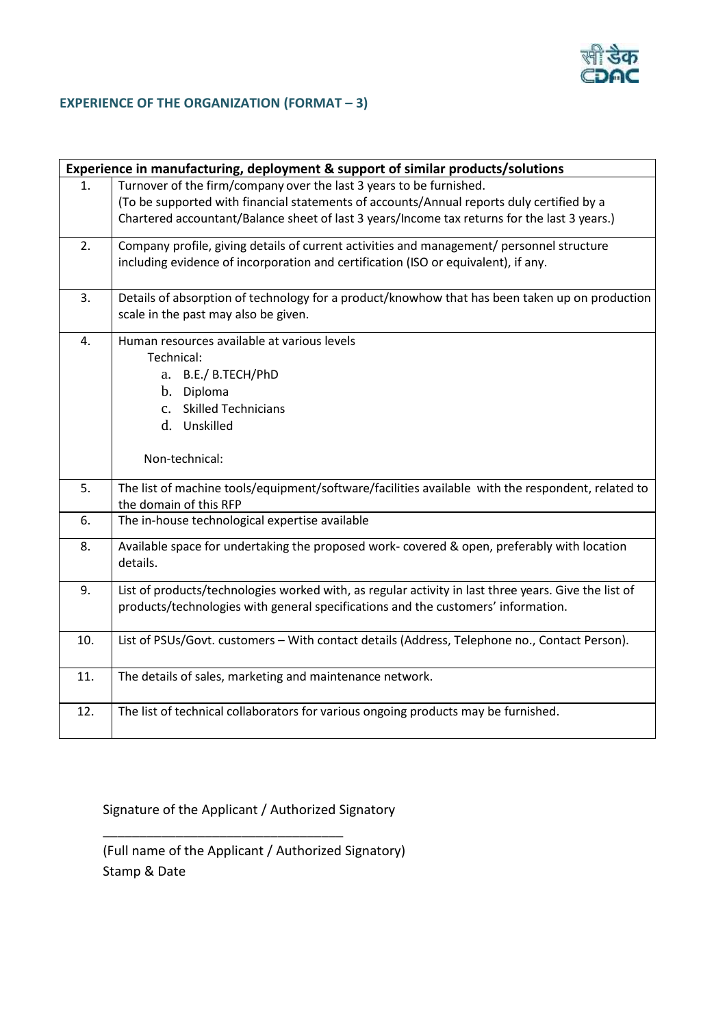## EXPERIENCE OF THE ORGANIZATION (FORMAT – 3)

| Experience in manufacturing, deployment & support of similar products/solutions | |
|---|---|
| 1. | Turnover of the firm/company over the last 3 years to be furnished.<br>(To be supported with financial statements of accounts/Annual reports duly certified by a Chartered accountant/Balance sheet of last 3 years/Income tax returns for the last 3 years.) |
| 2. | Company profile, giving details of current activities and management/ personnel structure including evidence of incorporation and certification (ISO or equivalent), if any. |
| 3. | Details of absorption of technology for a product/knowhow that has been taken up on production scale in the past may also be given. |
| 4. | Human resources available at various levels<br>Technical:<br>a. B.E./ B.TECH/PhD<br>b. Diploma<br>c. Skilled Technicians<br>d. Unskilled<br><br>Non-technical: |
| 5. | The list of machine tools/equipment/software/facilities available with the respondent, related to the domain of this RFP |
| 6. | The in-house technological expertise available |
| 8. | Available space for undertaking the proposed work- covered & open, preferably with location details. |
| 9. | List of products/technologies worked with, as regular activity in last three years. Give the list of products/technologies with general specifications and the customers' information. |
| 10. | List of PSUs/Govt. customers – With contact details (Address, Telephone no., Contact Person). |
| 11. | The details of sales, marketing and maintenance network. |
| 12. | The list of technical collaborators for various ongoing products may be furnished. |

Signature of the Applicant / Authorized Signatory

\_\_\_\_\_\_\_\_\_\_\_\_\_\_\_\_\_\_\_\_\_\_\_\_\_\_\_\_\_\_\_\_\_\_

(Full name of the Applicant / Authorized Signatory)
Stamp & Date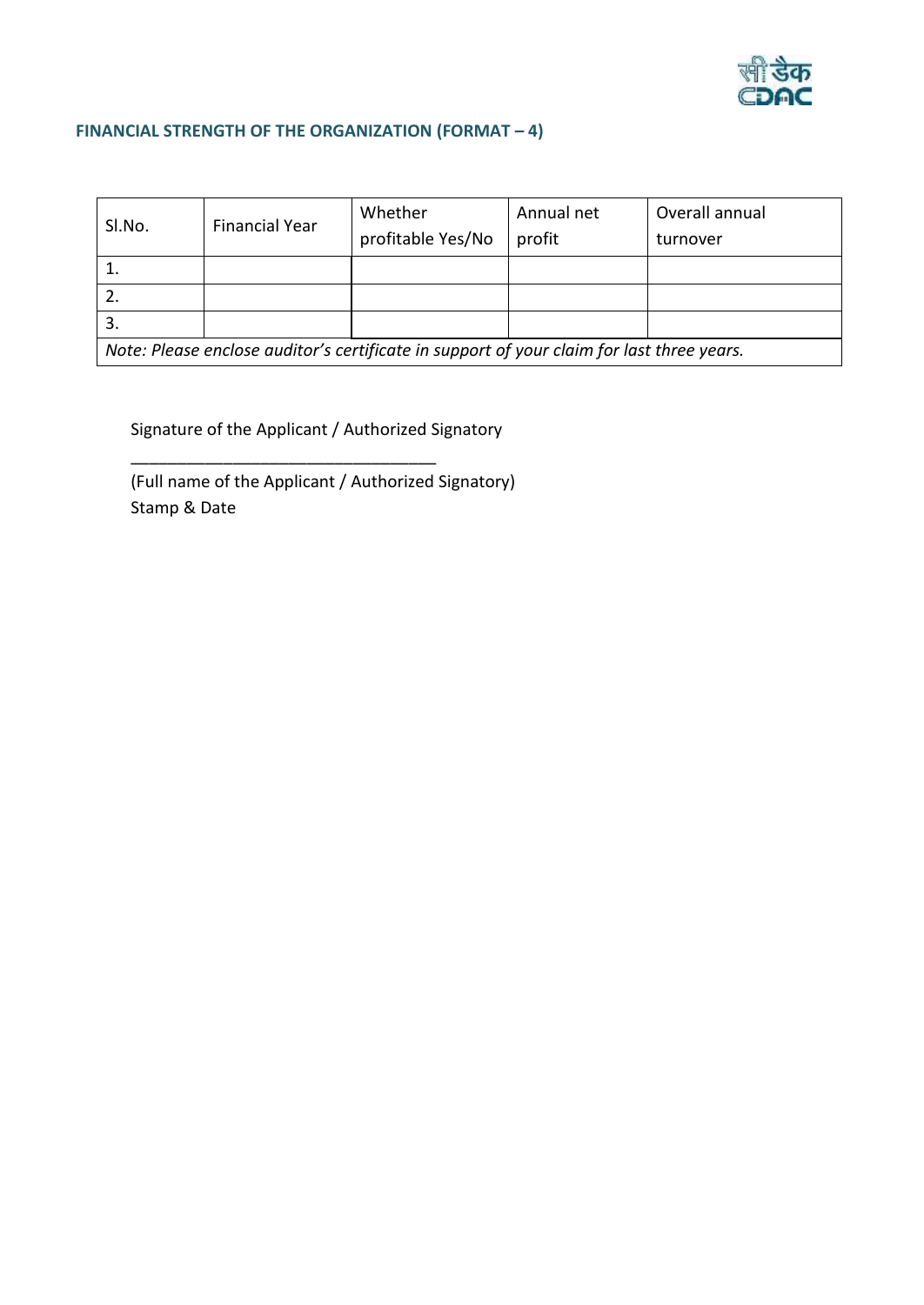### FINANCIAL STRENGTH OF THE ORGANIZATION (FORMAT – 4)

| Sl.No. | Financial Year | Whether profitable Yes/No | Annual net profit | Overall annual turnover |
|---|---|---|---|---|
| 1. | | | | |
| 2. | | | | |
| 3. | | | | |
| *Note: Please enclose auditor's certificate in support of your claim for last three years.* | | | | |

Signature of the Applicant / Authorized Signatory

_________________________________

(Full name of the Applicant / Authorized Signatory)

Stamp & Date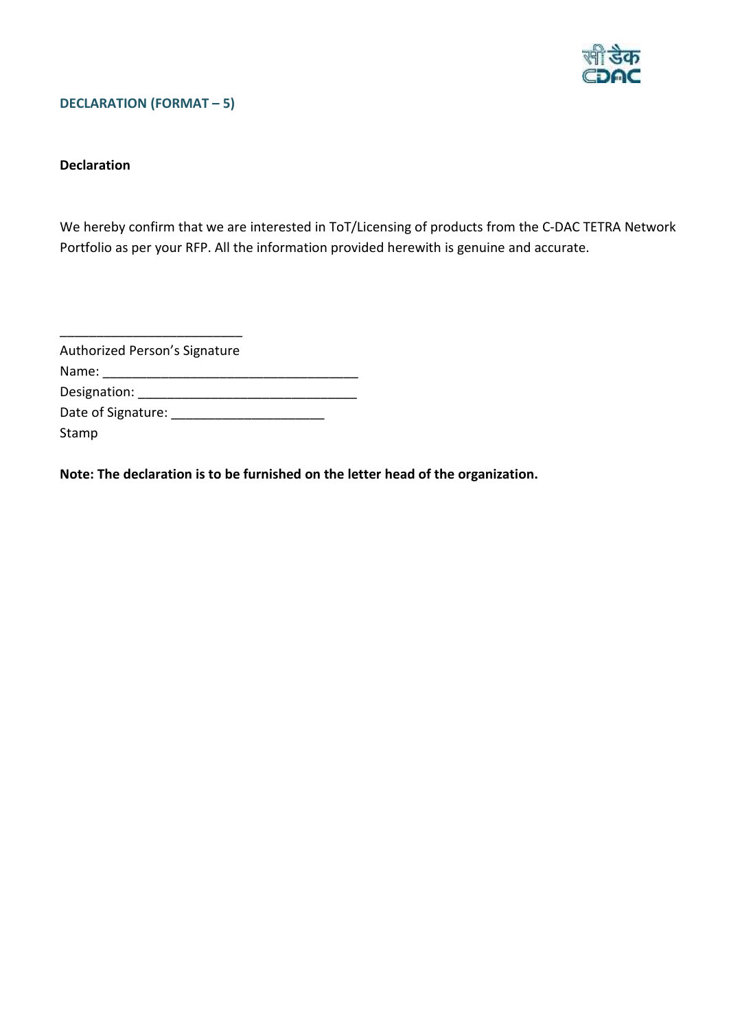**DECLARATION (FORMAT – 5)**

**Declaration**

We hereby confirm that we are interested in ToT/Licensing of products from the C-DAC TETRA Network Portfolio as per your RFP. All the information provided herewith is genuine and accurate.

__________________________

Authorized Person's Signature

Name: ____________________________________

Designation: ______________________________

Date of Signature: _____________________

Stamp

**Note: The declaration is to be furnished on the letter head of the organization.**